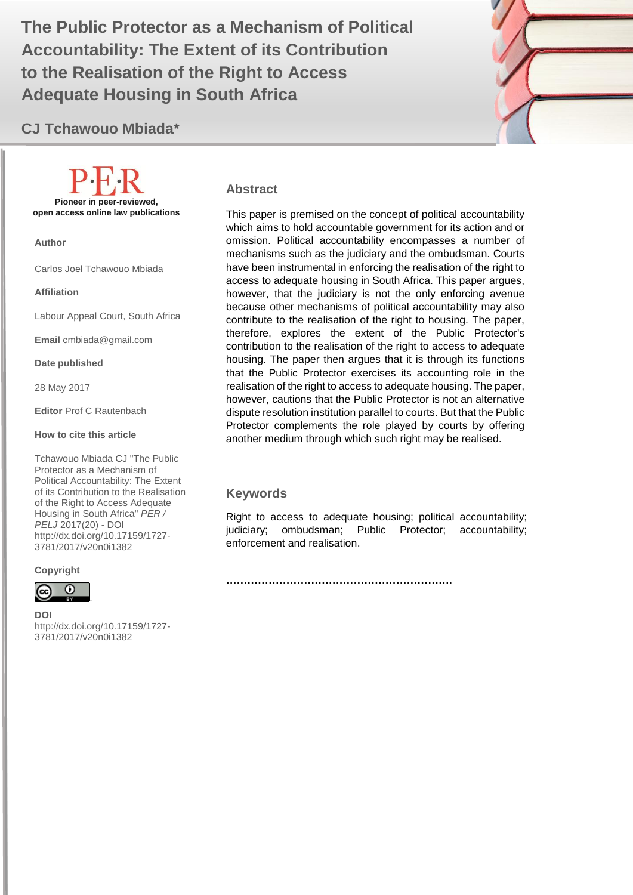# The Public Protector as a Mechanism of Political Accountability: The Extent of its Contribution to the Realisation of the Right to Access Adequate Housing in South Africa

**CJ Tchawouo Mbiada***

**P·E·R**

**Pioneer in peer-reviewed, open access online law publications**

**Author**

Carlos Joel Tchawouo Mbiada

**Affiliation**

Labour Appeal Court, South Africa

**Email** cmbiada@gmail.com

**Date published**

28 May 2017

**Editor** Prof C Rautenbach

**How to cite this article**

Tchawouo Mbiada CJ "The Public Protector as a Mechanism of Political Accountability: The Extent of its Contribution to the Realisation of the Right to Access Adequate Housing in South Africa" *PER / PELJ* 2017(20) - DOI http://dx.doi.org/10.17159/1727-3781/2017/v20n0i1382

**Copyright**

**DOI**
http://dx.doi.org/10.17159/1727-3781/2017/v20n0i1382

## Abstract

This paper is premised on the concept of political accountability which aims to hold accountable government for its action and or omission. Political accountability encompasses a number of mechanisms such as the judiciary and the ombudsman. Courts have been instrumental in enforcing the realisation of the right to access to adequate housing in South Africa. This paper argues, however, that the judiciary is not the only enforcing avenue because other mechanisms of political accountability may also contribute to the realisation of the right to housing. The paper, therefore, explores the extent of the Public Protector's contribution to the realisation of the right to access to adequate housing. The paper then argues that it is through its functions that the Public Protector exercises its accounting role in the realisation of the right to access to adequate housing. The paper, however, cautions that the Public Protector is not an alternative dispute resolution institution parallel to courts. But that the Public Protector complements the role played by courts by offering another medium through which such right may be realised.

## Keywords

Right to access to adequate housing; political accountability; judiciary; ombudsman; Public Protector; accountability; enforcement and realisation.

……………………………………………………….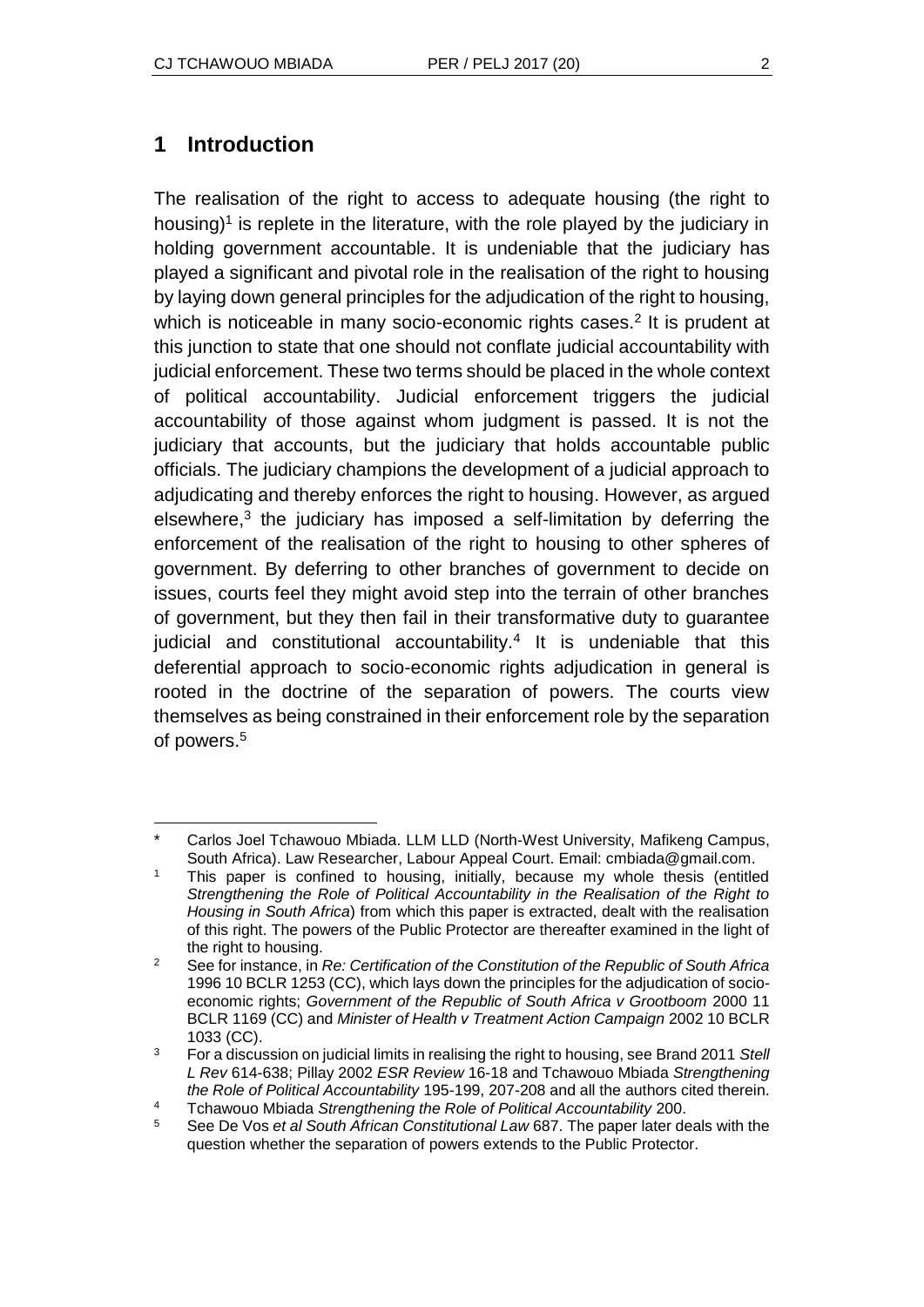## 1 Introduction

The realisation of the right to access to adequate housing (the right to housing)[1] is replete in the literature, with the role played by the judiciary in holding government accountable. It is undeniable that the judiciary has played a significant and pivotal role in the realisation of the right to housing by laying down general principles for the adjudication of the right to housing, which is noticeable in many socio-economic rights cases.[2] It is prudent at this junction to state that one should not conflate judicial accountability with judicial enforcement. These two terms should be placed in the whole context of political accountability. Judicial enforcement triggers the judicial accountability of those against whom judgment is passed. It is not the judiciary that accounts, but the judiciary that holds accountable public officials. The judiciary champions the development of a judicial approach to adjudicating and thereby enforces the right to housing. However, as argued elsewhere,[3] the judiciary has imposed a self-limitation by deferring the enforcement of the realisation of the right to housing to other spheres of government. By deferring to other branches of government to decide on issues, courts feel they might avoid step into the terrain of other branches of government, but they then fail in their transformative duty to guarantee judicial and constitutional accountability.[4] It is undeniable that this deferential approach to socio-economic rights adjudication in general is rooted in the doctrine of the separation of powers. The courts view themselves as being constrained in their enforcement role by the separation of powers.[5]

---

\* Carlos Joel Tchawouo Mbiada. LLM LLD (North-West University, Mafikeng Campus, South Africa). Law Researcher, Labour Appeal Court. Email: cmbiada@gmail.com.

[1] This paper is confined to housing, initially, because my whole thesis (entitled *Strengthening the Role of Political Accountability in the Realisation of the Right to Housing in South Africa*) from which this paper is extracted, dealt with the realisation of this right. The powers of the Public Protector are thereafter examined in the light of the right to housing.

[2] See for instance, in *Re: Certification of the Constitution of the Republic of South Africa* 1996 10 BCLR 1253 (CC), which lays down the principles for the adjudication of socio-economic rights; *Government of the Republic of South Africa v Grootboom* 2000 11 BCLR 1169 (CC) and *Minister of Health v Treatment Action Campaign* 2002 10 BCLR 1033 (CC).

[3] For a discussion on judicial limits in realising the right to housing, see Brand 2011 *Stell L Rev* 614-638; Pillay 2002 *ESR Review* 16-18 and Tchawouo Mbiada *Strengthening the Role of Political Accountability* 195-199, 207-208 and all the authors cited therein.

[4] Tchawouo Mbiada *Strengthening the Role of Political Accountability* 200.

[5] See De Vos *et al South African Constitutional Law* 687. The paper later deals with the question whether the separation of powers extends to the Public Protector.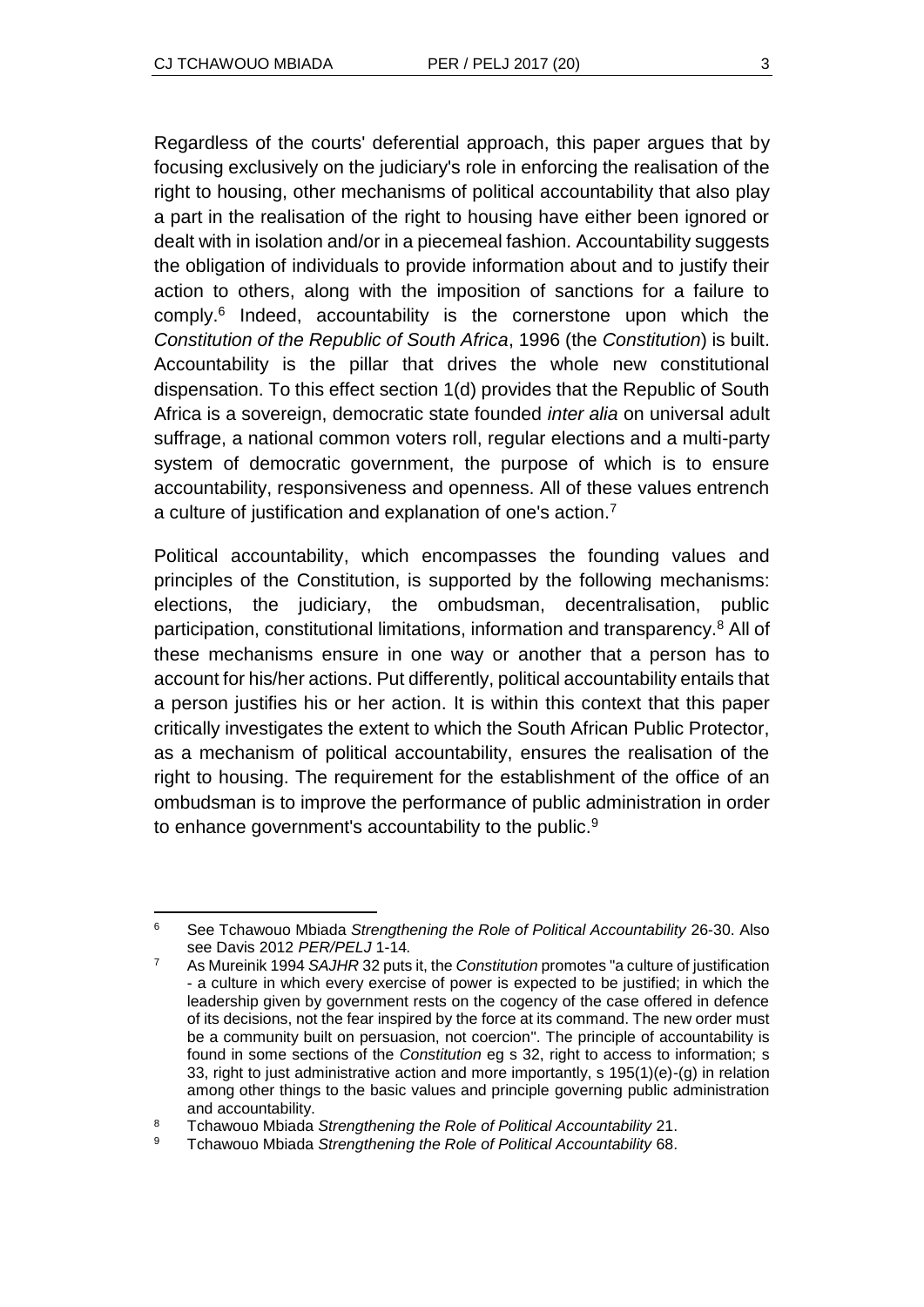Regardless of the courts' deferential approach, this paper argues that by focusing exclusively on the judiciary's role in enforcing the realisation of the right to housing, other mechanisms of political accountability that also play a part in the realisation of the right to housing have either been ignored or dealt with in isolation and/or in a piecemeal fashion. Accountability suggests the obligation of individuals to provide information about and to justify their action to others, along with the imposition of sanctions for a failure to comply.[6] Indeed, accountability is the cornerstone upon which the *Constitution of the Republic of South Africa*, 1996 (the *Constitution*) is built. Accountability is the pillar that drives the whole new constitutional dispensation. To this effect section 1(d) provides that the Republic of South Africa is a sovereign, democratic state founded *inter alia* on universal adult suffrage, a national common voters roll, regular elections and a multi-party system of democratic government, the purpose of which is to ensure accountability, responsiveness and openness. All of these values entrench a culture of justification and explanation of one's action.[7]

Political accountability, which encompasses the founding values and principles of the Constitution, is supported by the following mechanisms: elections, the judiciary, the ombudsman, decentralisation, public participation, constitutional limitations, information and transparency.[8] All of these mechanisms ensure in one way or another that a person has to account for his/her actions. Put differently, political accountability entails that a person justifies his or her action. It is within this context that this paper critically investigates the extent to which the South African Public Protector, as a mechanism of political accountability, ensures the realisation of the right to housing. The requirement for the establishment of the office of an ombudsman is to improve the performance of public administration in order to enhance government's accountability to the public.[9]

---

[6] See Tchawouo Mbiada *Strengthening the Role of Political Accountability* 26-30. Also see Davis 2012 *PER/PELJ* 1-14.

[7] As Mureinik 1994 *SAJHR* 32 puts it, the *Constitution* promotes "a culture of justification - a culture in which every exercise of power is expected to be justified; in which the leadership given by government rests on the cogency of the case offered in defence of its decisions, not the fear inspired by the force at its command. The new order must be a community built on persuasion, not coercion". The principle of accountability is found in some sections of the *Constitution* eg s 32, right to access to information; s 33, right to just administrative action and more importantly, s 195(1)(e)-(g) in relation among other things to the basic values and principle governing public administration and accountability.

[8] Tchawouo Mbiada *Strengthening the Role of Political Accountability* 21.

[9] Tchawouo Mbiada *Strengthening the Role of Political Accountability* 68.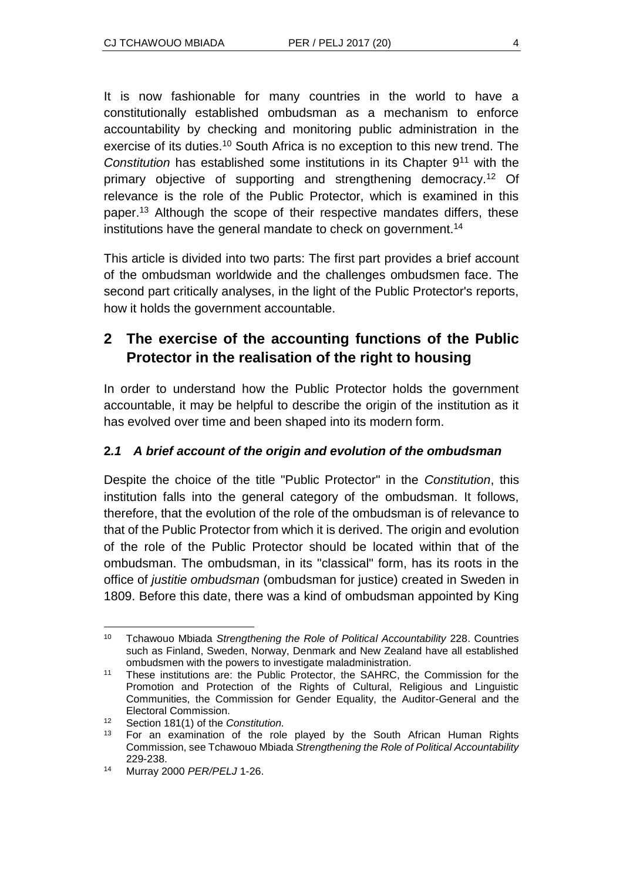It is now fashionable for many countries in the world to have a constitutionally established ombudsman as a mechanism to enforce accountability by checking and monitoring public administration in the exercise of its duties.[10] South Africa is no exception to this new trend. The *Constitution* has established some institutions in its Chapter 9[11] with the primary objective of supporting and strengthening democracy.[12] Of relevance is the role of the Public Protector, which is examined in this paper.[13] Although the scope of their respective mandates differs, these institutions have the general mandate to check on government.[14]

This article is divided into two parts: The first part provides a brief account of the ombudsman worldwide and the challenges ombudsmen face. The second part critically analyses, in the light of the Public Protector's reports, how it holds the government accountable.

## 2 The exercise of the accounting functions of the Public Protector in the realisation of the right to housing

In order to understand how the Public Protector holds the government accountable, it may be helpful to describe the origin of the institution as it has evolved over time and been shaped into its modern form.

### 2.1 *A brief account of the origin and evolution of the ombudsman*

Despite the choice of the title "Public Protector" in the *Constitution*, this institution falls into the general category of the ombudsman. It follows, therefore, that the evolution of the role of the ombudsman is of relevance to that of the Public Protector from which it is derived. The origin and evolution of the role of the Public Protector should be located within that of the ombudsman. The ombudsman, in its "classical" form, has its roots in the office of *justitie ombudsman* (ombudsman for justice) created in Sweden in 1809. Before this date, there was a kind of ombudsman appointed by King

---

[10] Tchawouo Mbiada *Strengthening the Role of Political Accountability* 228. Countries such as Finland, Sweden, Norway, Denmark and New Zealand have all established ombudsmen with the powers to investigate maladministration.

[11] These institutions are: the Public Protector, the SAHRC, the Commission for the Promotion and Protection of the Rights of Cultural, Religious and Linguistic Communities, the Commission for Gender Equality, the Auditor-General and the Electoral Commission.

[12] Section 181(1) of the *Constitution.*

[13] For an examination of the role played by the South African Human Rights Commission, see Tchawouo Mbiada *Strengthening the Role of Political Accountability* 229-238.

[14] Murray 2000 *PER/PELJ* 1-26.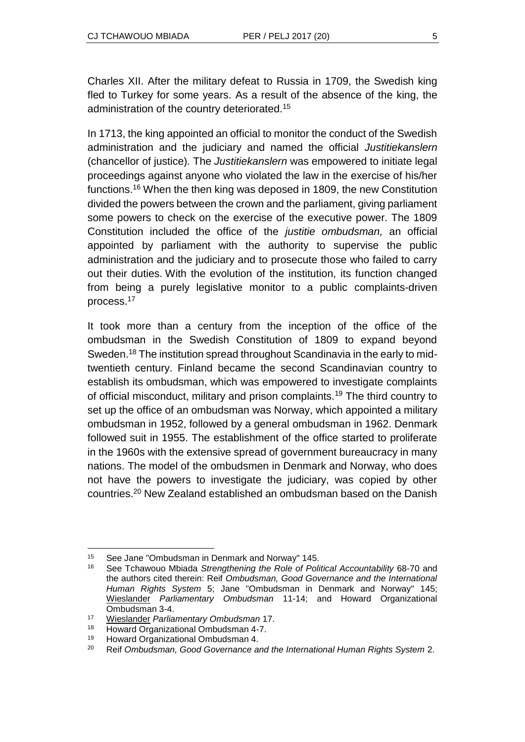Charles XII. After the military defeat to Russia in 1709, the Swedish king fled to Turkey for some years. As a result of the absence of the king, the administration of the country deteriorated.[15]

In 1713, the king appointed an official to monitor the conduct of the Swedish administration and the judiciary and named the official *Justitiekanslern* (chancellor of justice)*.* The *Justitiekanslern* was empowered to initiate legal proceedings against anyone who violated the law in the exercise of his/her functions.[16] When the then king was deposed in 1809, the new Constitution divided the powers between the crown and the parliament, giving parliament some powers to check on the exercise of the executive power. The 1809 Constitution included the office of the *justitie ombudsman,* an official appointed by parliament with the authority to supervise the public administration and the judiciary and to prosecute those who failed to carry out their duties. With the evolution of the institution, its function changed from being a purely legislative monitor to a public complaints-driven process.[17]

It took more than a century from the inception of the office of the ombudsman in the Swedish Constitution of 1809 to expand beyond Sweden.[18] The institution spread throughout Scandinavia in the early to mid-twentieth century. Finland became the second Scandinavian country to establish its ombudsman, which was empowered to investigate complaints of official misconduct, military and prison complaints.[19] The third country to set up the office of an ombudsman was Norway, which appointed a military ombudsman in 1952, followed by a general ombudsman in 1962. Denmark followed suit in 1955. The establishment of the office started to proliferate in the 1960s with the extensive spread of government bureaucracy in many nations. The model of the ombudsmen in Denmark and Norway, who does not have the powers to investigate the judiciary, was copied by other countries.[20] New Zealand established an ombudsman based on the Danish

---

15 See Jane "Ombudsman in Denmark and Norway" 145.

16 See Tchawouo Mbiada *Strengthening the Role of Political Accountability* 68-70 and the authors cited therein: Reif *Ombudsman, Good Governance and the International Human Rights System* 5; Jane "Ombudsman in Denmark and Norway" 145; Wieslander *Parliamentary Ombudsman* 11-14; and Howard Organizational Ombudsman 3-4.

17 Wieslander *Parliamentary Ombudsman* 17.

18 Howard Organizational Ombudsman 4-7.

19 Howard Organizational Ombudsman 4.

20 Reif *Ombudsman, Good Governance and the International Human Rights System* 2.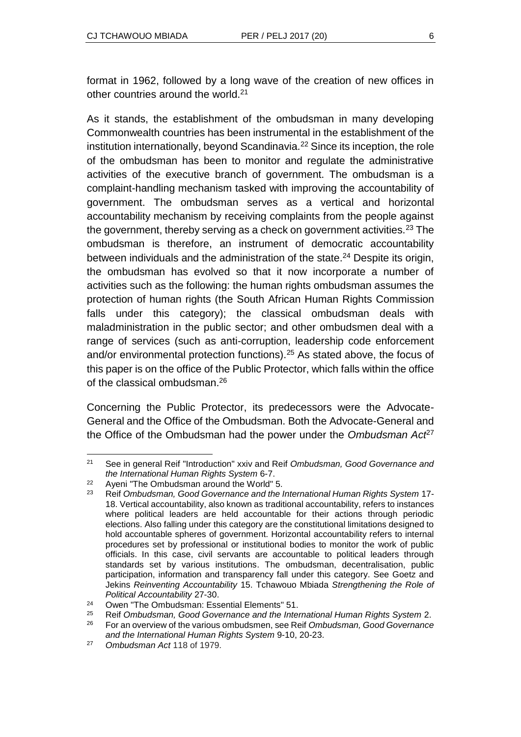format in 1962, followed by a long wave of the creation of new offices in other countries around the world.[21]

As it stands, the establishment of the ombudsman in many developing Commonwealth countries has been instrumental in the establishment of the institution internationally, beyond Scandinavia.[22] Since its inception, the role of the ombudsman has been to monitor and regulate the administrative activities of the executive branch of government. The ombudsman is a complaint-handling mechanism tasked with improving the accountability of government. The ombudsman serves as a vertical and horizontal accountability mechanism by receiving complaints from the people against the government, thereby serving as a check on government activities.[23] The ombudsman is therefore, an instrument of democratic accountability between individuals and the administration of the state.[24] Despite its origin, the ombudsman has evolved so that it now incorporate a number of activities such as the following: the human rights ombudsman assumes the protection of human rights (the South African Human Rights Commission falls under this category); the classical ombudsman deals with maladministration in the public sector; and other ombudsmen deal with a range of services (such as anti-corruption, leadership code enforcement and/or environmental protection functions).[25] As stated above, the focus of this paper is on the office of the Public Protector, which falls within the office of the classical ombudsman.[26]

Concerning the Public Protector, its predecessors were the Advocate-General and the Office of the Ombudsman. Both the Advocate-General and the Office of the Ombudsman had the power under the *Ombudsman Act*[27]

---

[21] See in general Reif "Introduction" xxiv and Reif *Ombudsman, Good Governance and the International Human Rights System* 6-7.

[22] Ayeni "The Ombudsman around the World" 5.

[23] Reif *Ombudsman, Good Governance and the International Human Rights System* 17-18. Vertical accountability, also known as traditional accountability, refers to instances where political leaders are held accountable for their actions through periodic elections. Also falling under this category are the constitutional limitations designed to hold accountable spheres of government. Horizontal accountability refers to internal procedures set by professional or institutional bodies to monitor the work of public officials. In this case, civil servants are accountable to political leaders through standards set by various institutions. The ombudsman, decentralisation, public participation, information and transparency fall under this category. See Goetz and Jekins *Reinventing Accountability* 15. Tchawouo Mbiada *Strengthening the Role of Political Accountability* 27-30.

[24] Owen "The Ombudsman: Essential Elements" 51.

[25] Reif *Ombudsman, Good Governance and the International Human Rights System* 2.

[26] For an overview of the various ombudsmen, see Reif *Ombudsman, Good Governance and the International Human Rights System* 9-10, 20-23.

[27] *Ombudsman Act* 118 of 1979.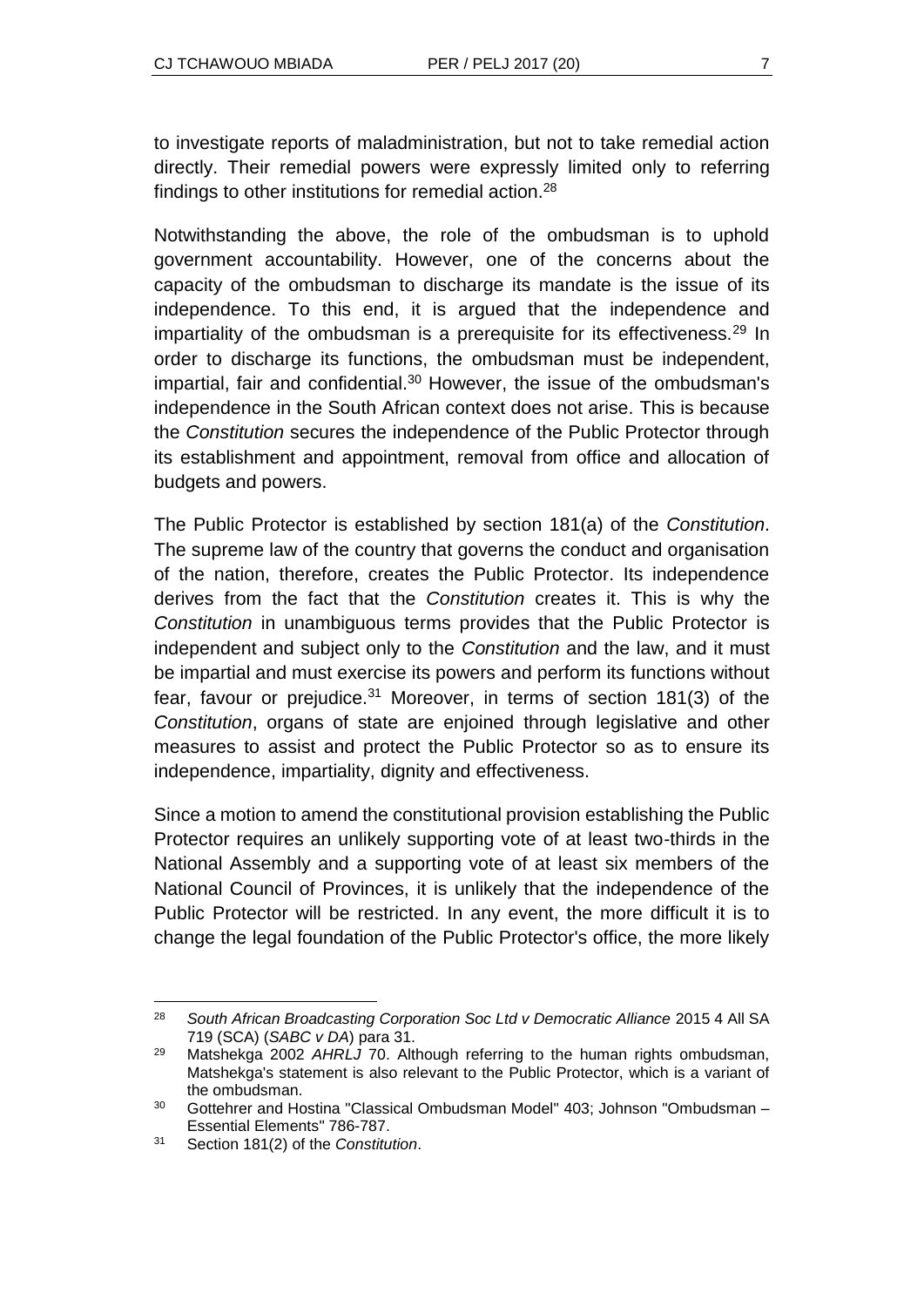to investigate reports of maladministration, but not to take remedial action directly. Their remedial powers were expressly limited only to referring findings to other institutions for remedial action.[28]

Notwithstanding the above, the role of the ombudsman is to uphold government accountability. However, one of the concerns about the capacity of the ombudsman to discharge its mandate is the issue of its independence. To this end, it is argued that the independence and impartiality of the ombudsman is a prerequisite for its effectiveness.[29] In order to discharge its functions, the ombudsman must be independent, impartial, fair and confidential.[30] However, the issue of the ombudsman's independence in the South African context does not arise. This is because the *Constitution* secures the independence of the Public Protector through its establishment and appointment, removal from office and allocation of budgets and powers.

The Public Protector is established by section 181(a) of the *Constitution*. The supreme law of the country that governs the conduct and organisation of the nation, therefore, creates the Public Protector. Its independence derives from the fact that the *Constitution* creates it. This is why the *Constitution* in unambiguous terms provides that the Public Protector is independent and subject only to the *Constitution* and the law, and it must be impartial and must exercise its powers and perform its functions without fear, favour or prejudice.[31] Moreover, in terms of section 181(3) of the *Constitution*, organs of state are enjoined through legislative and other measures to assist and protect the Public Protector so as to ensure its independence, impartiality, dignity and effectiveness.

Since a motion to amend the constitutional provision establishing the Public Protector requires an unlikely supporting vote of at least two-thirds in the National Assembly and a supporting vote of at least six members of the National Council of Provinces, it is unlikely that the independence of the Public Protector will be restricted. In any event, the more difficult it is to change the legal foundation of the Public Protector's office, the more likely

---

[28] *South African Broadcasting Corporation Soc Ltd v Democratic Alliance* 2015 4 All SA 719 (SCA) (*SABC v DA*) para 31.

[29] Matshekga 2002 *AHRLJ* 70. Although referring to the human rights ombudsman, Matshekga's statement is also relevant to the Public Protector, which is a variant of the ombudsman.

[30] Gottehrer and Hostina "Classical Ombudsman Model" 403; Johnson "Ombudsman – Essential Elements" 786-787.

[31] Section 181(2) of the *Constitution*.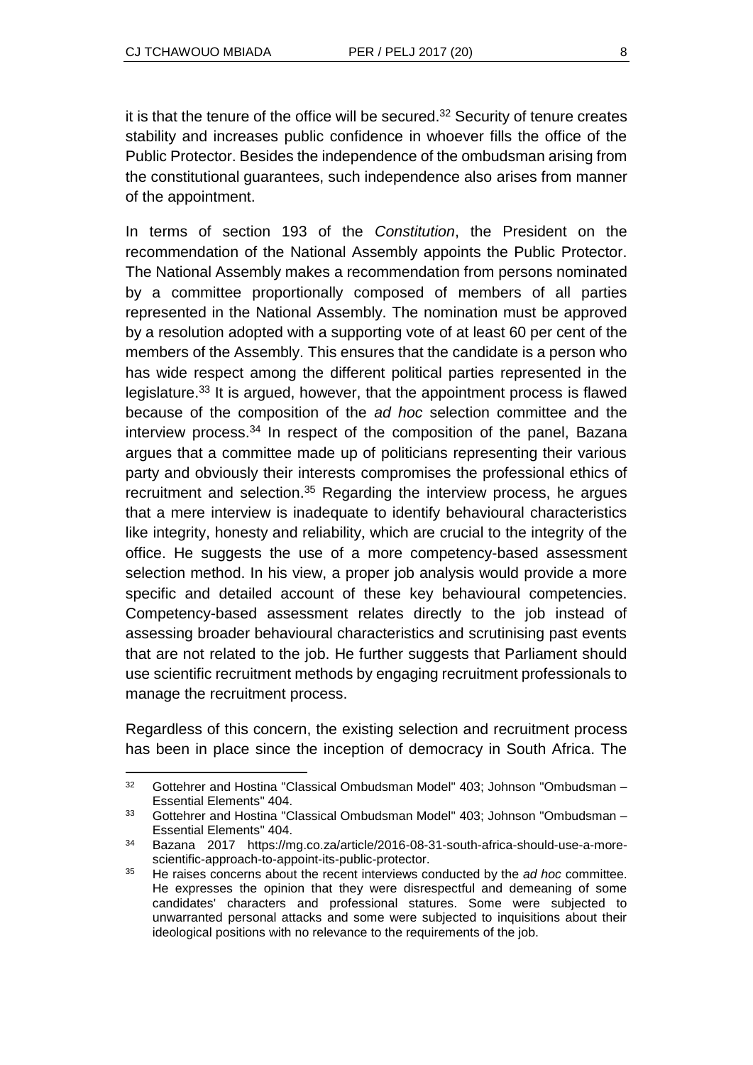it is that the tenure of the office will be secured.[32] Security of tenure creates stability and increases public confidence in whoever fills the office of the Public Protector. Besides the independence of the ombudsman arising from the constitutional guarantees, such independence also arises from manner of the appointment.

In terms of section 193 of the *Constitution*, the President on the recommendation of the National Assembly appoints the Public Protector. The National Assembly makes a recommendation from persons nominated by a committee proportionally composed of members of all parties represented in the National Assembly. The nomination must be approved by a resolution adopted with a supporting vote of at least 60 per cent of the members of the Assembly. This ensures that the candidate is a person who has wide respect among the different political parties represented in the legislature.[33] It is argued, however, that the appointment process is flawed because of the composition of the *ad hoc* selection committee and the interview process.[34] In respect of the composition of the panel, Bazana argues that a committee made up of politicians representing their various party and obviously their interests compromises the professional ethics of recruitment and selection.[35] Regarding the interview process, he argues that a mere interview is inadequate to identify behavioural characteristics like integrity, honesty and reliability, which are crucial to the integrity of the office. He suggests the use of a more competency-based assessment selection method. In his view, a proper job analysis would provide a more specific and detailed account of these key behavioural competencies. Competency-based assessment relates directly to the job instead of assessing broader behavioural characteristics and scrutinising past events that are not related to the job. He further suggests that Parliament should use scientific recruitment methods by engaging recruitment professionals to manage the recruitment process.

Regardless of this concern, the existing selection and recruitment process has been in place since the inception of democracy in South Africa. The

---

[32] Gottehrer and Hostina "Classical Ombudsman Model" 403; Johnson "Ombudsman – Essential Elements" 404.

[33] Gottehrer and Hostina "Classical Ombudsman Model" 403; Johnson "Ombudsman – Essential Elements" 404.

[34] Bazana 2017 https://mg.co.za/article/2016-08-31-south-africa-should-use-a-more-scientific-approach-to-appoint-its-public-protector.

[35] He raises concerns about the recent interviews conducted by the *ad hoc* committee. He expresses the opinion that they were disrespectful and demeaning of some candidates' characters and professional statures. Some were subjected to unwarranted personal attacks and some were subjected to inquisitions about their ideological positions with no relevance to the requirements of the job.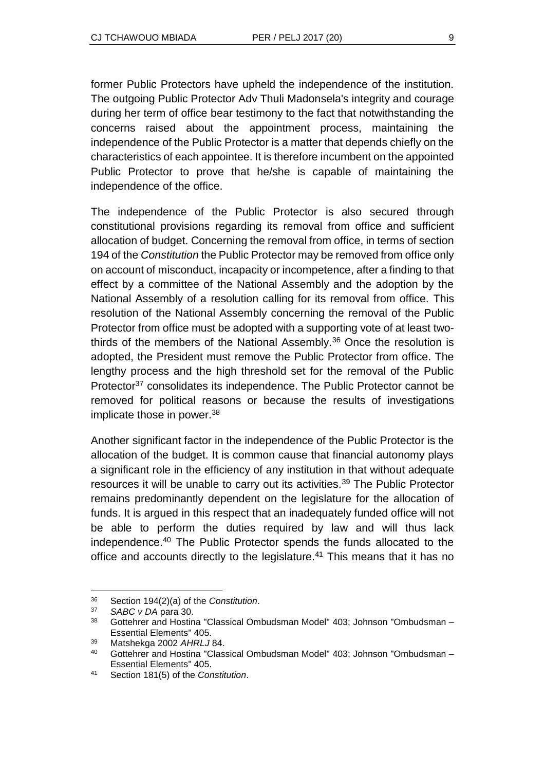former Public Protectors have upheld the independence of the institution. The outgoing Public Protector Adv Thuli Madonsela's integrity and courage during her term of office bear testimony to the fact that notwithstanding the concerns raised about the appointment process, maintaining the independence of the Public Protector is a matter that depends chiefly on the characteristics of each appointee. It is therefore incumbent on the appointed Public Protector to prove that he/she is capable of maintaining the independence of the office.

The independence of the Public Protector is also secured through constitutional provisions regarding its removal from office and sufficient allocation of budget. Concerning the removal from office, in terms of section 194 of the *Constitution* the Public Protector may be removed from office only on account of misconduct, incapacity or incompetence, after a finding to that effect by a committee of the National Assembly and the adoption by the National Assembly of a resolution calling for its removal from office. This resolution of the National Assembly concerning the removal of the Public Protector from office must be adopted with a supporting vote of at least two-thirds of the members of the National Assembly.[36] Once the resolution is adopted, the President must remove the Public Protector from office. The lengthy process and the high threshold set for the removal of the Public Protector[37] consolidates its independence. The Public Protector cannot be removed for political reasons or because the results of investigations implicate those in power.[38]

Another significant factor in the independence of the Public Protector is the allocation of the budget. It is common cause that financial autonomy plays a significant role in the efficiency of any institution in that without adequate resources it will be unable to carry out its activities.[39] The Public Protector remains predominantly dependent on the legislature for the allocation of funds. It is argued in this respect that an inadequately funded office will not be able to perform the duties required by law and will thus lack independence.[40] The Public Protector spends the funds allocated to the office and accounts directly to the legislature.[41] This means that it has no

---

[36] Section 194(2)(a) of the *Constitution*.

[37] *SABC v DA* para 30.

[38] Gottehrer and Hostina "Classical Ombudsman Model" 403; Johnson "Ombudsman – Essential Elements" 405.

[39] Matshekga 2002 *AHRLJ* 84.

[40] Gottehrer and Hostina "Classical Ombudsman Model" 403; Johnson "Ombudsman – Essential Elements" 405.

[41] Section 181(5) of the *Constitution*.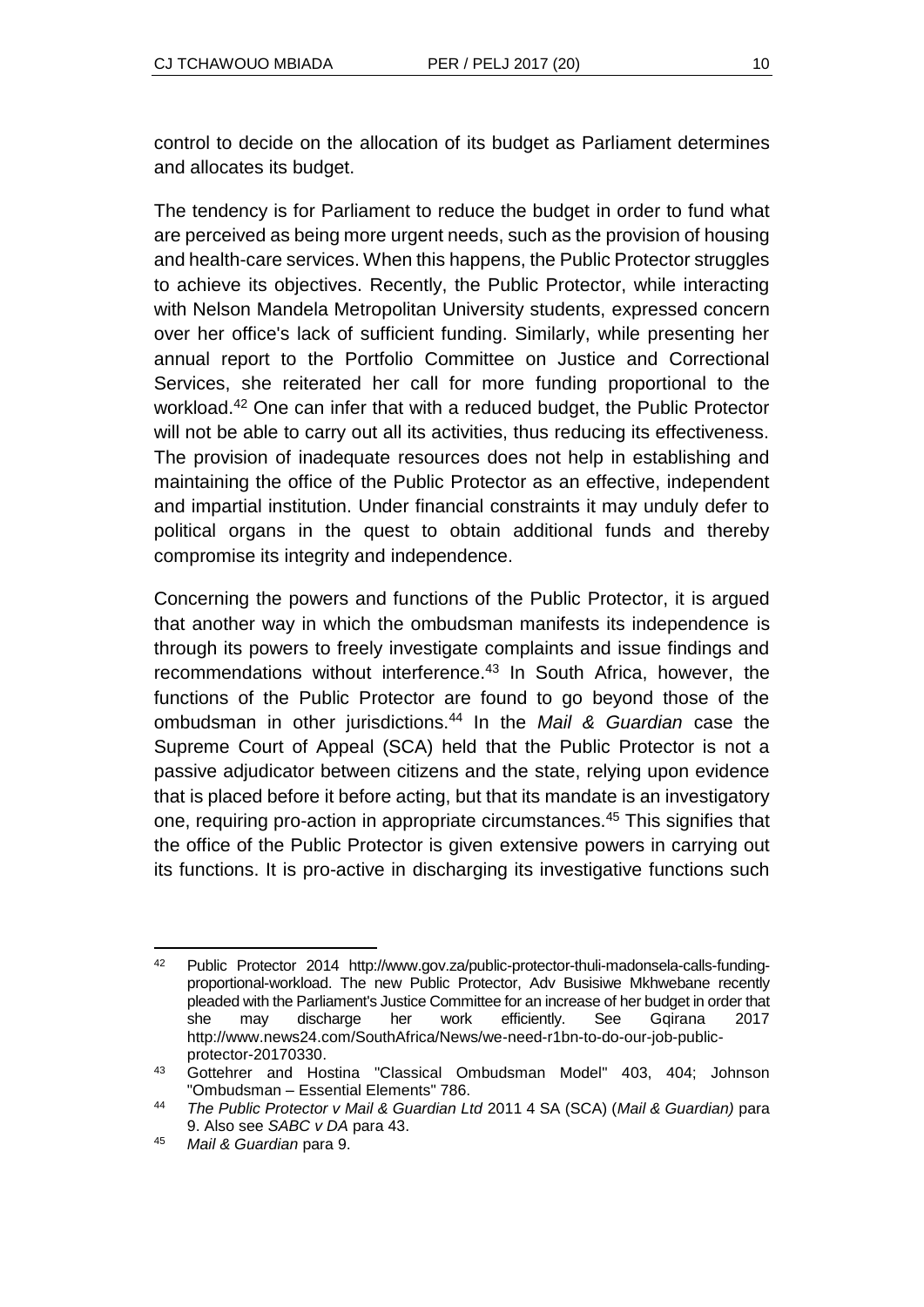control to decide on the allocation of its budget as Parliament determines and allocates its budget.

The tendency is for Parliament to reduce the budget in order to fund what are perceived as being more urgent needs, such as the provision of housing and health-care services. When this happens, the Public Protector struggles to achieve its objectives. Recently, the Public Protector, while interacting with Nelson Mandela Metropolitan University students, expressed concern over her office's lack of sufficient funding. Similarly, while presenting her annual report to the Portfolio Committee on Justice and Correctional Services, she reiterated her call for more funding proportional to the workload.[42] One can infer that with a reduced budget, the Public Protector will not be able to carry out all its activities, thus reducing its effectiveness. The provision of inadequate resources does not help in establishing and maintaining the office of the Public Protector as an effective, independent and impartial institution. Under financial constraints it may unduly defer to political organs in the quest to obtain additional funds and thereby compromise its integrity and independence.

Concerning the powers and functions of the Public Protector, it is argued that another way in which the ombudsman manifests its independence is through its powers to freely investigate complaints and issue findings and recommendations without interference.[43] In South Africa, however, the functions of the Public Protector are found to go beyond those of the ombudsman in other jurisdictions.[44] In the *Mail & Guardian* case the Supreme Court of Appeal (SCA) held that the Public Protector is not a passive adjudicator between citizens and the state, relying upon evidence that is placed before it before acting, but that its mandate is an investigatory one, requiring pro-action in appropriate circumstances.[45] This signifies that the office of the Public Protector is given extensive powers in carrying out its functions. It is pro-active in discharging its investigative functions such

---

[42] Public Protector 2014 http://www.gov.za/public-protector-thuli-madonsela-calls-funding-proportional-workload. The new Public Protector, Adv Busisiwe Mkhwebane recently pleaded with the Parliament's Justice Committee for an increase of her budget in order that she may discharge her work efficiently. See Gqirana 2017 http://www.news24.com/SouthAfrica/News/we-need-r1bn-to-do-our-job-public-protector-20170330.

[43] Gottehrer and Hostina "Classical Ombudsman Model" 403, 404; Johnson "Ombudsman – Essential Elements" 786.

[44] *The Public Protector v Mail & Guardian Ltd* 2011 4 SA (SCA) (*Mail & Guardian)* para 9. Also see *SABC v DA* para 43.

[45] *Mail & Guardian* para 9.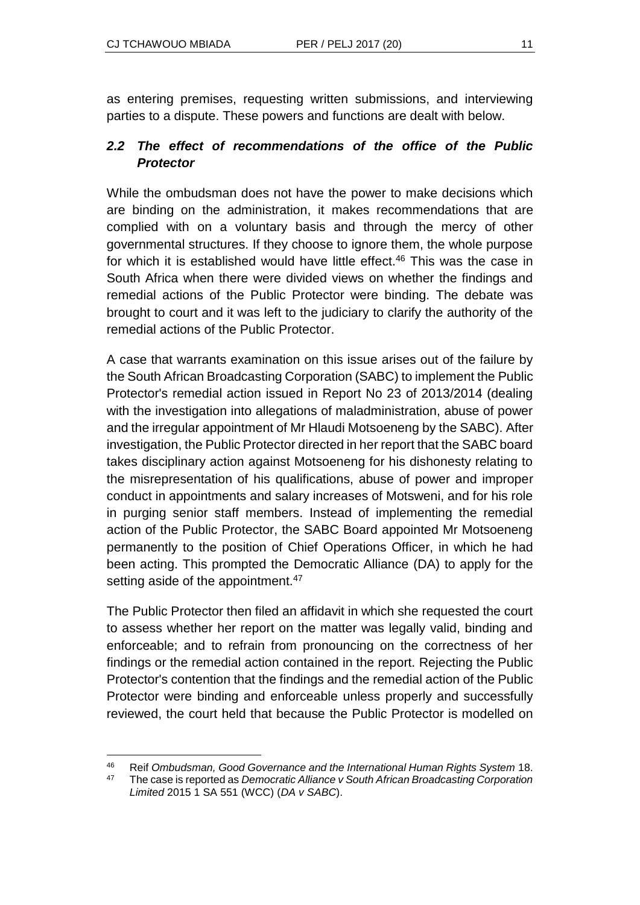as entering premises, requesting written submissions, and interviewing parties to a dispute. These powers and functions are dealt with below.

### *2.2 The effect of recommendations of the office of the Public Protector*

While the ombudsman does not have the power to make decisions which are binding on the administration, it makes recommendations that are complied with on a voluntary basis and through the mercy of other governmental structures. If they choose to ignore them, the whole purpose for which it is established would have little effect.[46] This was the case in South Africa when there were divided views on whether the findings and remedial actions of the Public Protector were binding. The debate was brought to court and it was left to the judiciary to clarify the authority of the remedial actions of the Public Protector.

A case that warrants examination on this issue arises out of the failure by the South African Broadcasting Corporation (SABC) to implement the Public Protector's remedial action issued in Report No 23 of 2013/2014 (dealing with the investigation into allegations of maladministration, abuse of power and the irregular appointment of Mr Hlaudi Motsoeneng by the SABC). After investigation, the Public Protector directed in her report that the SABC board takes disciplinary action against Motsoeneng for his dishonesty relating to the misrepresentation of his qualifications, abuse of power and improper conduct in appointments and salary increases of Motsweni, and for his role in purging senior staff members. Instead of implementing the remedial action of the Public Protector, the SABC Board appointed Mr Motsoeneng permanently to the position of Chief Operations Officer, in which he had been acting. This prompted the Democratic Alliance (DA) to apply for the setting aside of the appointment.[47]

The Public Protector then filed an affidavit in which she requested the court to assess whether her report on the matter was legally valid, binding and enforceable; and to refrain from pronouncing on the correctness of her findings or the remedial action contained in the report. Rejecting the Public Protector's contention that the findings and the remedial action of the Public Protector were binding and enforceable unless properly and successfully reviewed, the court held that because the Public Protector is modelled on

---

[46] Reif *Ombudsman, Good Governance and the International Human Rights System* 18.

[47] The case is reported as *Democratic Alliance v South African Broadcasting Corporation Limited* 2015 1 SA 551 (WCC) (*DA v SABC*).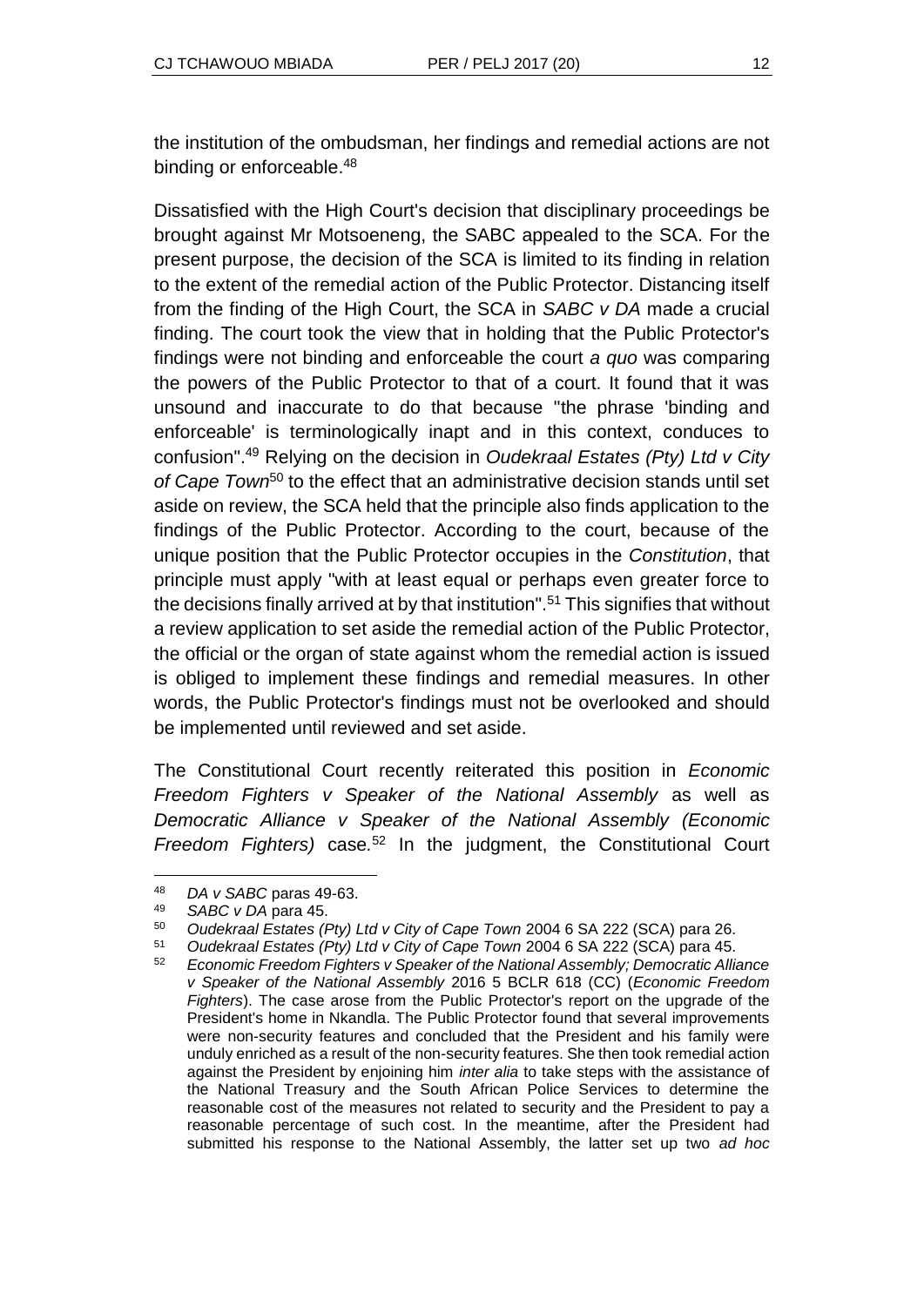the institution of the ombudsman, her findings and remedial actions are not binding or enforceable.[48]

Dissatisfied with the High Court's decision that disciplinary proceedings be brought against Mr Motsoeneng, the SABC appealed to the SCA. For the present purpose, the decision of the SCA is limited to its finding in relation to the extent of the remedial action of the Public Protector. Distancing itself from the finding of the High Court, the SCA in *SABC v DA* made a crucial finding. The court took the view that in holding that the Public Protector's findings were not binding and enforceable the court *a quo* was comparing the powers of the Public Protector to that of a court. It found that it was unsound and inaccurate to do that because "the phrase 'binding and enforceable' is terminologically inapt and in this context, conduces to confusion".[49] Relying on the decision in *Oudekraal Estates (Pty) Ltd v City of Cape Town*[50] to the effect that an administrative decision stands until set aside on review, the SCA held that the principle also finds application to the findings of the Public Protector. According to the court, because of the unique position that the Public Protector occupies in the *Constitution*, that principle must apply "with at least equal or perhaps even greater force to the decisions finally arrived at by that institution".[51] This signifies that without a review application to set aside the remedial action of the Public Protector, the official or the organ of state against whom the remedial action is issued is obliged to implement these findings and remedial measures. In other words, the Public Protector's findings must not be overlooked and should be implemented until reviewed and set aside.

The Constitutional Court recently reiterated this position in *Economic Freedom Fighters v Speaker of the National Assembly* as well as *Democratic Alliance v Speaker of the National Assembly (Economic Freedom Fighters)* case.[52] In the judgment, the Constitutional Court

---

[48] *DA v SABC* paras 49-63.

[49] *SABC v DA* para 45.

[50] *Oudekraal Estates (Pty) Ltd v City of Cape Town* 2004 6 SA 222 (SCA) para 26.

[51] *Oudekraal Estates (Pty) Ltd v City of Cape Town* 2004 6 SA 222 (SCA) para 45.

[52] *Economic Freedom Fighters v Speaker of the National Assembly; Democratic Alliance v Speaker of the National Assembly* 2016 5 BCLR 618 (CC) (*Economic Freedom Fighters*). The case arose from the Public Protector's report on the upgrade of the President's home in Nkandla. The Public Protector found that several improvements were non-security features and concluded that the President and his family were unduly enriched as a result of the non-security features. She then took remedial action against the President by enjoining him *inter alia* to take steps with the assistance of the National Treasury and the South African Police Services to determine the reasonable cost of the measures not related to security and the President to pay a reasonable percentage of such cost. In the meantime, after the President had submitted his response to the National Assembly, the latter set up two *ad hoc*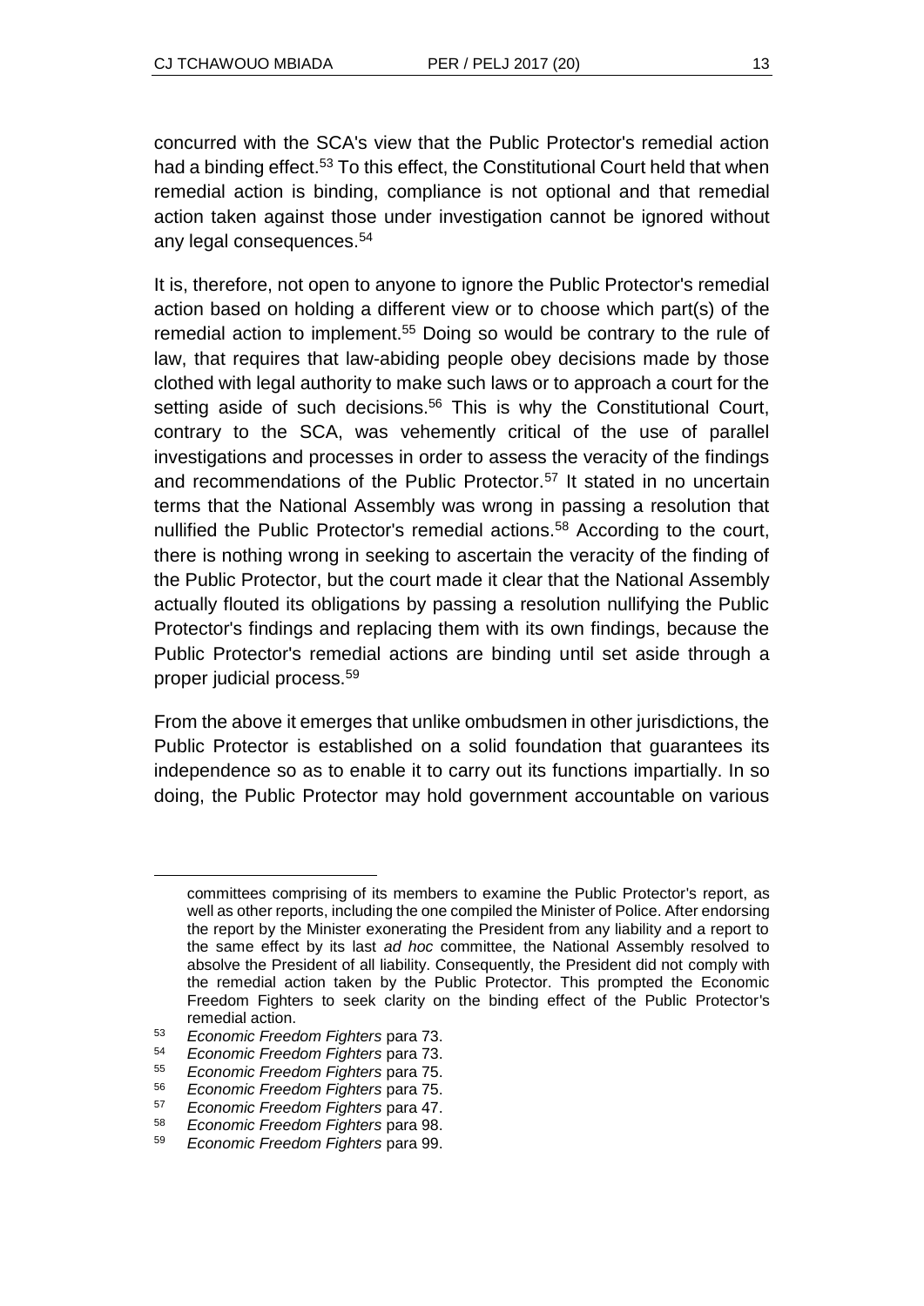concurred with the SCA's view that the Public Protector's remedial action had a binding effect.[53] To this effect, the Constitutional Court held that when remedial action is binding, compliance is not optional and that remedial action taken against those under investigation cannot be ignored without any legal consequences.[54]

It is, therefore, not open to anyone to ignore the Public Protector's remedial action based on holding a different view or to choose which part(s) of the remedial action to implement.[55] Doing so would be contrary to the rule of law, that requires that law-abiding people obey decisions made by those clothed with legal authority to make such laws or to approach a court for the setting aside of such decisions.[56] This is why the Constitutional Court, contrary to the SCA, was vehemently critical of the use of parallel investigations and processes in order to assess the veracity of the findings and recommendations of the Public Protector.[57] It stated in no uncertain terms that the National Assembly was wrong in passing a resolution that nullified the Public Protector's remedial actions.[58] According to the court, there is nothing wrong in seeking to ascertain the veracity of the finding of the Public Protector, but the court made it clear that the National Assembly actually flouted its obligations by passing a resolution nullifying the Public Protector's findings and replacing them with its own findings, because the Public Protector's remedial actions are binding until set aside through a proper judicial process.[59]

From the above it emerges that unlike ombudsmen in other jurisdictions, the Public Protector is established on a solid foundation that guarantees its independence so as to enable it to carry out its functions impartially. In so doing, the Public Protector may hold government accountable on various

---

committees comprising of its members to examine the Public Protector's report, as well as other reports, including the one compiled the Minister of Police. After endorsing the report by the Minister exonerating the President from any liability and a report to the same effect by its last *ad hoc* committee, the National Assembly resolved to absolve the President of all liability. Consequently, the President did not comply with the remedial action taken by the Public Protector. This prompted the Economic Freedom Fighters to seek clarity on the binding effect of the Public Protector's remedial action.

[53] *Economic Freedom Fighters* para 73.

[54] *Economic Freedom Fighters* para 73.

[55] *Economic Freedom Fighters* para 75.

[56] *Economic Freedom Fighters* para 75.

[57] *Economic Freedom Fighters* para 47.

[58] *Economic Freedom Fighters* para 98.

[59] *Economic Freedom Fighters* para 99.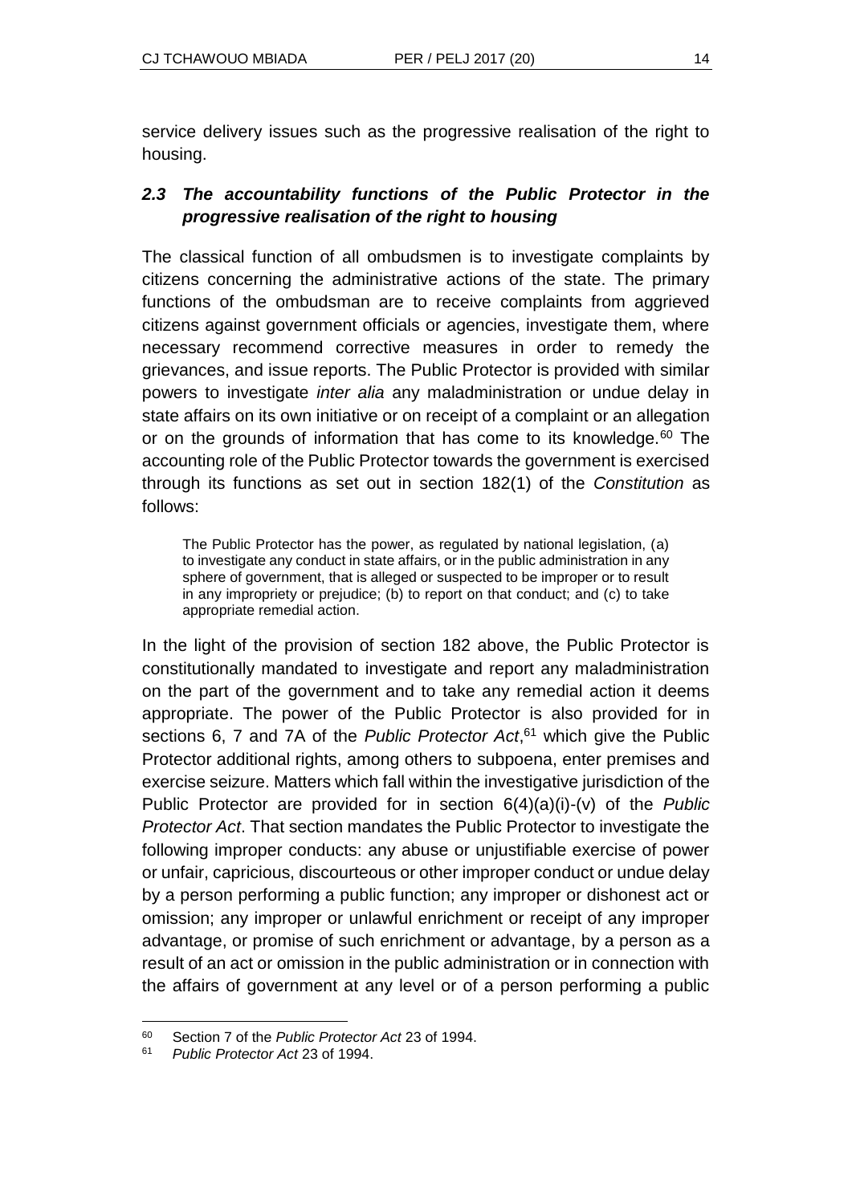service delivery issues such as the progressive realisation of the right to housing.

### *2.3 The accountability functions of the Public Protector in the progressive realisation of the right to housing*

The classical function of all ombudsmen is to investigate complaints by citizens concerning the administrative actions of the state. The primary functions of the ombudsman are to receive complaints from aggrieved citizens against government officials or agencies, investigate them, where necessary recommend corrective measures in order to remedy the grievances, and issue reports. The Public Protector is provided with similar powers to investigate *inter alia* any maladministration or undue delay in state affairs on its own initiative or on receipt of a complaint or an allegation or on the grounds of information that has come to its knowledge.[60] The accounting role of the Public Protector towards the government is exercised through its functions as set out in section 182(1) of the *Constitution* as follows:

> The Public Protector has the power, as regulated by national legislation, (a) to investigate any conduct in state affairs, or in the public administration in any sphere of government, that is alleged or suspected to be improper or to result in any impropriety or prejudice; (b) to report on that conduct; and (c) to take appropriate remedial action.

In the light of the provision of section 182 above, the Public Protector is constitutionally mandated to investigate and report any maladministration on the part of the government and to take any remedial action it deems appropriate. The power of the Public Protector is also provided for in sections 6, 7 and 7A of the *Public Protector Act*,[61] which give the Public Protector additional rights, among others to subpoena, enter premises and exercise seizure. Matters which fall within the investigative jurisdiction of the Public Protector are provided for in section 6(4)(a)(i)-(v) of the *Public Protector Act*. That section mandates the Public Protector to investigate the following improper conducts: any abuse or unjustifiable exercise of power or unfair, capricious, discourteous or other improper conduct or undue delay by a person performing a public function; any improper or dishonest act or omission; any improper or unlawful enrichment or receipt of any improper advantage, or promise of such enrichment or advantage, by a person as a result of an act or omission in the public administration or in connection with the affairs of government at any level or of a person performing a public

---

[60] Section 7 of the *Public Protector Act* 23 of 1994.

[61] *Public Protector Act* 23 of 1994.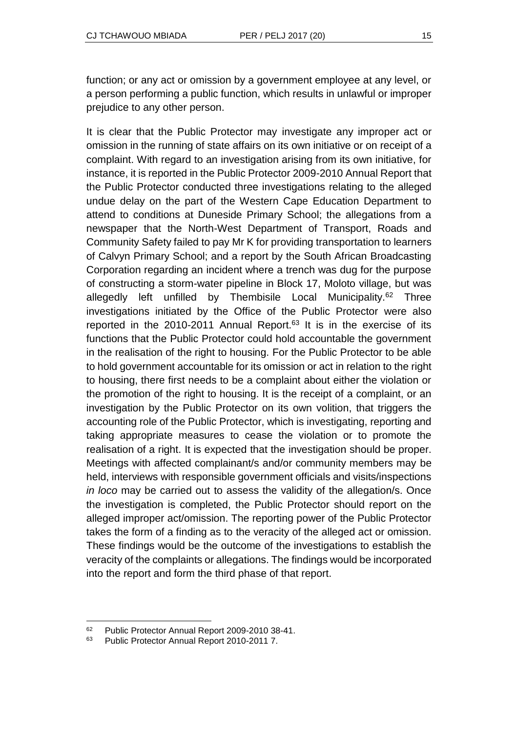function; or any act or omission by a government employee at any level, or a person performing a public function, which results in unlawful or improper prejudice to any other person.

It is clear that the Public Protector may investigate any improper act or omission in the running of state affairs on its own initiative or on receipt of a complaint. With regard to an investigation arising from its own initiative, for instance, it is reported in the Public Protector 2009-2010 Annual Report that the Public Protector conducted three investigations relating to the alleged undue delay on the part of the Western Cape Education Department to attend to conditions at Duneside Primary School; the allegations from a newspaper that the North-West Department of Transport, Roads and Community Safety failed to pay Mr K for providing transportation to learners of Calvyn Primary School; and a report by the South African Broadcasting Corporation regarding an incident where a trench was dug for the purpose of constructing a storm-water pipeline in Block 17, Moloto village, but was allegedly left unfilled by Thembisile Local Municipality.[62] Three investigations initiated by the Office of the Public Protector were also reported in the 2010-2011 Annual Report.[63] It is in the exercise of its functions that the Public Protector could hold accountable the government in the realisation of the right to housing. For the Public Protector to be able to hold government accountable for its omission or act in relation to the right to housing, there first needs to be a complaint about either the violation or the promotion of the right to housing. It is the receipt of a complaint, or an investigation by the Public Protector on its own volition, that triggers the accounting role of the Public Protector, which is investigating, reporting and taking appropriate measures to cease the violation or to promote the realisation of a right. It is expected that the investigation should be proper. Meetings with affected complainant/s and/or community members may be held, interviews with responsible government officials and visits/inspections *in loco* may be carried out to assess the validity of the allegation/s. Once the investigation is completed, the Public Protector should report on the alleged improper act/omission. The reporting power of the Public Protector takes the form of a finding as to the veracity of the alleged act or omission. These findings would be the outcome of the investigations to establish the veracity of the complaints or allegations. The findings would be incorporated into the report and form the third phase of that report.

---

[62] Public Protector Annual Report 2009-2010 38-41.

[63] Public Protector Annual Report 2010-2011 7.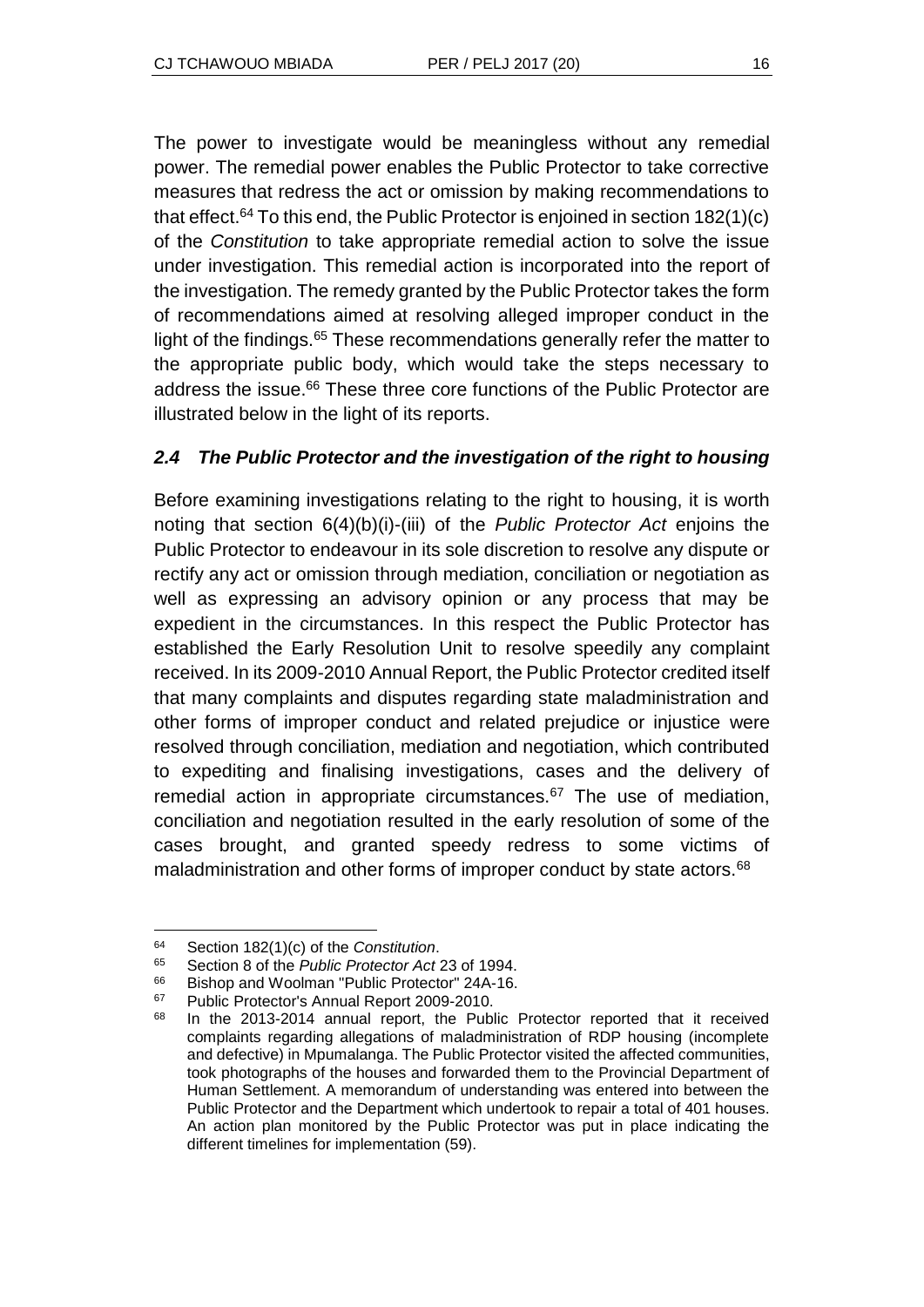The power to investigate would be meaningless without any remedial power. The remedial power enables the Public Protector to take corrective measures that redress the act or omission by making recommendations to that effect.[64] To this end, the Public Protector is enjoined in section 182(1)(c) of the *Constitution* to take appropriate remedial action to solve the issue under investigation. This remedial action is incorporated into the report of the investigation. The remedy granted by the Public Protector takes the form of recommendations aimed at resolving alleged improper conduct in the light of the findings.[65] These recommendations generally refer the matter to the appropriate public body, which would take the steps necessary to address the issue.[66] These three core functions of the Public Protector are illustrated below in the light of its reports.

### *2.4 The Public Protector and the investigation of the right to housing*

Before examining investigations relating to the right to housing, it is worth noting that section 6(4)(b)(i)-(iii) of the *Public Protector Act* enjoins the Public Protector to endeavour in its sole discretion to resolve any dispute or rectify any act or omission through mediation, conciliation or negotiation as well as expressing an advisory opinion or any process that may be expedient in the circumstances. In this respect the Public Protector has established the Early Resolution Unit to resolve speedily any complaint received. In its 2009-2010 Annual Report, the Public Protector credited itself that many complaints and disputes regarding state maladministration and other forms of improper conduct and related prejudice or injustice were resolved through conciliation, mediation and negotiation, which contributed to expediting and finalising investigations, cases and the delivery of remedial action in appropriate circumstances.[67] The use of mediation, conciliation and negotiation resulted in the early resolution of some of the cases brought, and granted speedy redress to some victims of maladministration and other forms of improper conduct by state actors.[68]

---

[64] Section 182(1)(c) of the *Constitution*.

[65] Section 8 of the *Public Protector Act* 23 of 1994.

[66] Bishop and Woolman "Public Protector" 24A-16.

[67] Public Protector's Annual Report 2009-2010.

[68] In the 2013-2014 annual report, the Public Protector reported that it received complaints regarding allegations of maladministration of RDP housing (incomplete and defective) in Mpumalanga. The Public Protector visited the affected communities, took photographs of the houses and forwarded them to the Provincial Department of Human Settlement. A memorandum of understanding was entered into between the Public Protector and the Department which undertook to repair a total of 401 houses. An action plan monitored by the Public Protector was put in place indicating the different timelines for implementation (59).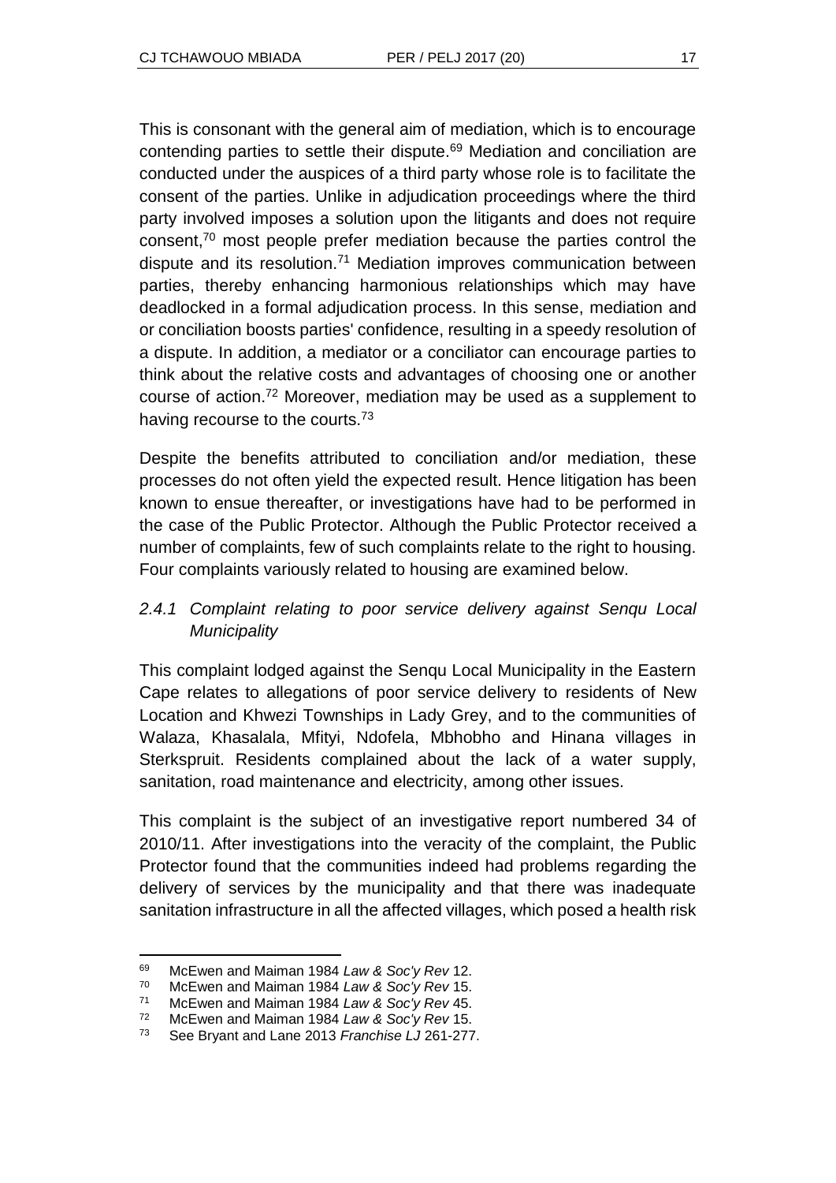This is consonant with the general aim of mediation, which is to encourage contending parties to settle their dispute.[69] Mediation and conciliation are conducted under the auspices of a third party whose role is to facilitate the consent of the parties. Unlike in adjudication proceedings where the third party involved imposes a solution upon the litigants and does not require consent,[70] most people prefer mediation because the parties control the dispute and its resolution.[71] Mediation improves communication between parties, thereby enhancing harmonious relationships which may have deadlocked in a formal adjudication process. In this sense, mediation and or conciliation boosts parties' confidence, resulting in a speedy resolution of a dispute. In addition, a mediator or a conciliator can encourage parties to think about the relative costs and advantages of choosing one or another course of action.[72] Moreover, mediation may be used as a supplement to having recourse to the courts.[73]

Despite the benefits attributed to conciliation and/or mediation, these processes do not often yield the expected result. Hence litigation has been known to ensue thereafter, or investigations have had to be performed in the case of the Public Protector. Although the Public Protector received a number of complaints, few of such complaints relate to the right to housing. Four complaints variously related to housing are examined below.

#### *2.4.1 Complaint relating to poor service delivery against Senqu Local Municipality*

This complaint lodged against the Senqu Local Municipality in the Eastern Cape relates to allegations of poor service delivery to residents of New Location and Khwezi Townships in Lady Grey, and to the communities of Walaza, Khasalala, Mfityi, Ndofela, Mbhobho and Hinana villages in Sterkspruit. Residents complained about the lack of a water supply, sanitation, road maintenance and electricity, among other issues.

This complaint is the subject of an investigative report numbered 34 of 2010/11. After investigations into the veracity of the complaint, the Public Protector found that the communities indeed had problems regarding the delivery of services by the municipality and that there was inadequate sanitation infrastructure in all the affected villages, which posed a health risk

---

69 McEwen and Maiman 1984 *Law & Soc'y Rev* 12.
70 McEwen and Maiman 1984 *Law & Soc'y Rev* 15.
71 McEwen and Maiman 1984 *Law & Soc'y Rev* 45.
72 McEwen and Maiman 1984 *Law & Soc'y Rev* 15.
73 See Bryant and Lane 2013 *Franchise LJ* 261-277.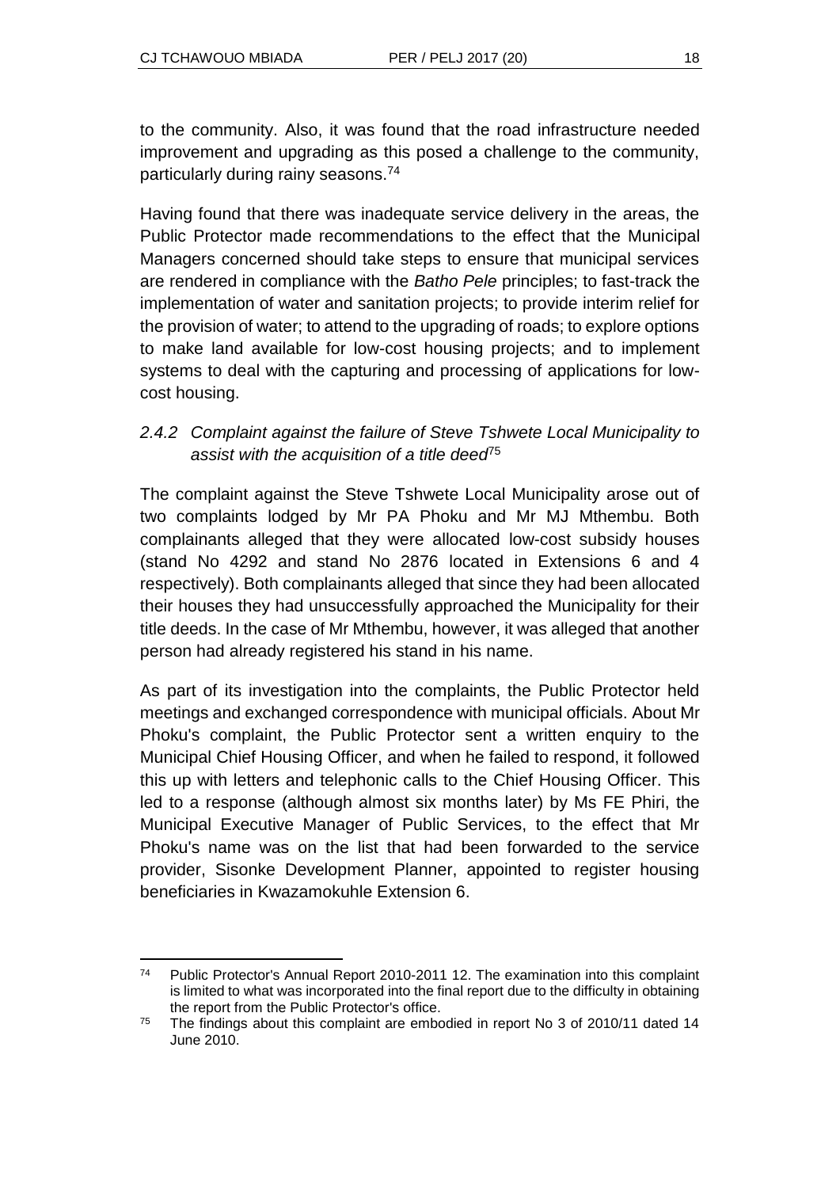to the community. Also, it was found that the road infrastructure needed improvement and upgrading as this posed a challenge to the community, particularly during rainy seasons.[74]

Having found that there was inadequate service delivery in the areas, the Public Protector made recommendations to the effect that the Municipal Managers concerned should take steps to ensure that municipal services are rendered in compliance with the *Batho Pele* principles; to fast-track the implementation of water and sanitation projects; to provide interim relief for the provision of water; to attend to the upgrading of roads; to explore options to make land available for low-cost housing projects; and to implement systems to deal with the capturing and processing of applications for low-cost housing.

#### *2.4.2 Complaint against the failure of Steve Tshwete Local Municipality to assist with the acquisition of a title deed*[75]

The complaint against the Steve Tshwete Local Municipality arose out of two complaints lodged by Mr PA Phoku and Mr MJ Mthembu. Both complainants alleged that they were allocated low-cost subsidy houses (stand No 4292 and stand No 2876 located in Extensions 6 and 4 respectively). Both complainants alleged that since they had been allocated their houses they had unsuccessfully approached the Municipality for their title deeds. In the case of Mr Mthembu, however, it was alleged that another person had already registered his stand in his name.

As part of its investigation into the complaints, the Public Protector held meetings and exchanged correspondence with municipal officials. About Mr Phoku's complaint, the Public Protector sent a written enquiry to the Municipal Chief Housing Officer, and when he failed to respond, it followed this up with letters and telephonic calls to the Chief Housing Officer. This led to a response (although almost six months later) by Ms FE Phiri, the Municipal Executive Manager of Public Services, to the effect that Mr Phoku's name was on the list that had been forwarded to the service provider, Sisonke Development Planner, appointed to register housing beneficiaries in Kwazamokuhle Extension 6.

---

[74] Public Protector's Annual Report 2010-2011 12. The examination into this complaint is limited to what was incorporated into the final report due to the difficulty in obtaining the report from the Public Protector's office.

[75] The findings about this complaint are embodied in report No 3 of 2010/11 dated 14 June 2010.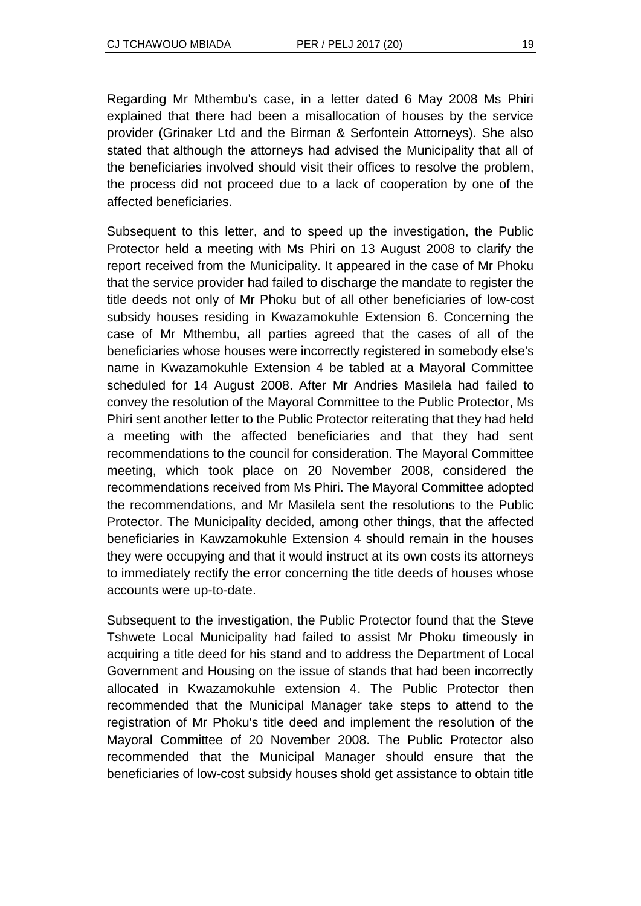Regarding Mr Mthembu's case, in a letter dated 6 May 2008 Ms Phiri explained that there had been a misallocation of houses by the service provider (Grinaker Ltd and the Birman & Serfontein Attorneys). She also stated that although the attorneys had advised the Municipality that all of the beneficiaries involved should visit their offices to resolve the problem, the process did not proceed due to a lack of cooperation by one of the affected beneficiaries.

Subsequent to this letter, and to speed up the investigation, the Public Protector held a meeting with Ms Phiri on 13 August 2008 to clarify the report received from the Municipality. It appeared in the case of Mr Phoku that the service provider had failed to discharge the mandate to register the title deeds not only of Mr Phoku but of all other beneficiaries of low-cost subsidy houses residing in Kwazamokuhle Extension 6. Concerning the case of Mr Mthembu, all parties agreed that the cases of all of the beneficiaries whose houses were incorrectly registered in somebody else's name in Kwazamokuhle Extension 4 be tabled at a Mayoral Committee scheduled for 14 August 2008. After Mr Andries Masilela had failed to convey the resolution of the Mayoral Committee to the Public Protector, Ms Phiri sent another letter to the Public Protector reiterating that they had held a meeting with the affected beneficiaries and that they had sent recommendations to the council for consideration. The Mayoral Committee meeting, which took place on 20 November 2008, considered the recommendations received from Ms Phiri. The Mayoral Committee adopted the recommendations, and Mr Masilela sent the resolutions to the Public Protector. The Municipality decided, among other things, that the affected beneficiaries in Kawzamokuhle Extension 4 should remain in the houses they were occupying and that it would instruct at its own costs its attorneys to immediately rectify the error concerning the title deeds of houses whose accounts were up-to-date.

Subsequent to the investigation, the Public Protector found that the Steve Tshwete Local Municipality had failed to assist Mr Phoku timeously in acquiring a title deed for his stand and to address the Department of Local Government and Housing on the issue of stands that had been incorrectly allocated in Kwazamokuhle extension 4. The Public Protector then recommended that the Municipal Manager take steps to attend to the registration of Mr Phoku's title deed and implement the resolution of the Mayoral Committee of 20 November 2008. The Public Protector also recommended that the Municipal Manager should ensure that the beneficiaries of low-cost subsidy houses shold get assistance to obtain title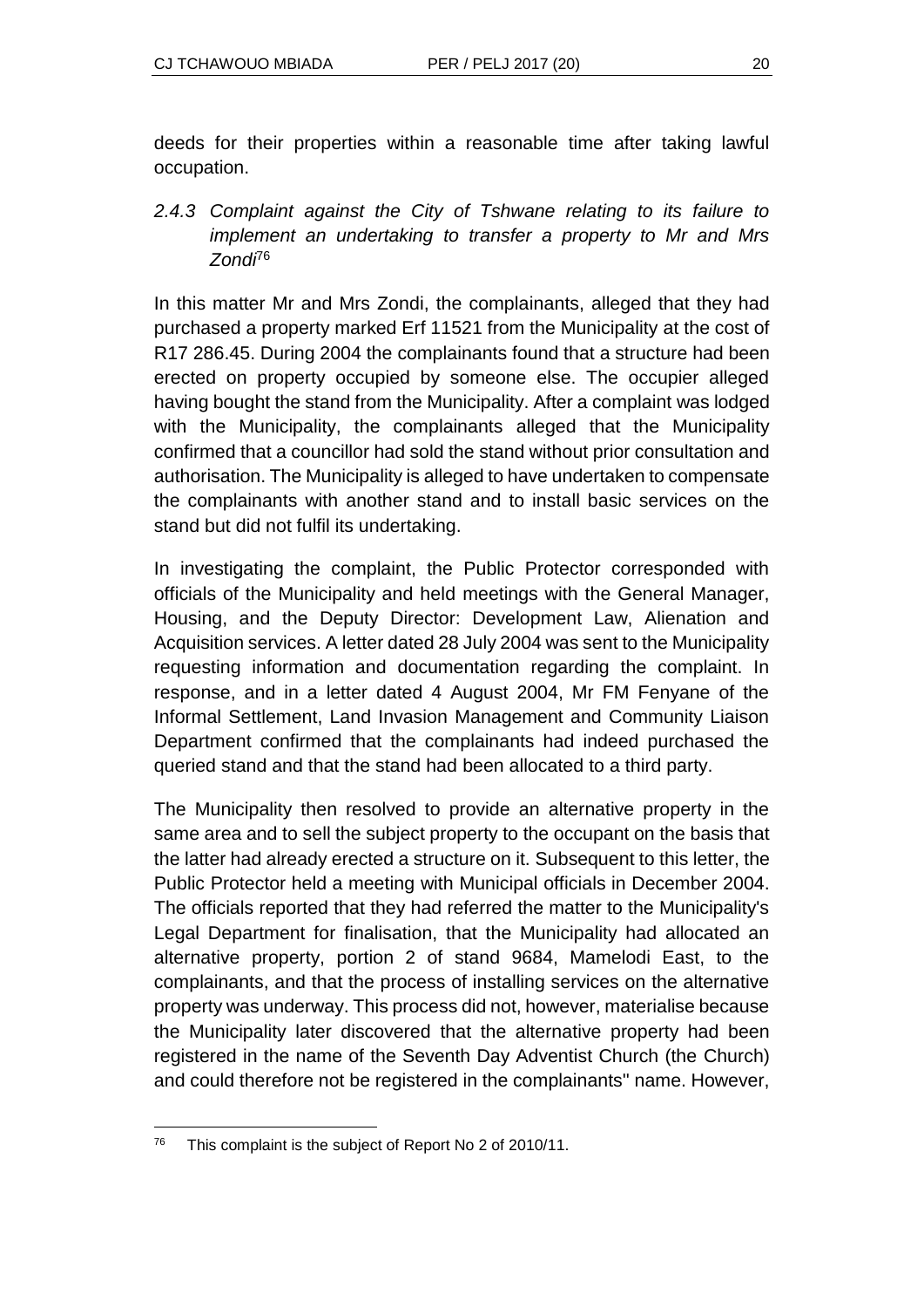deeds for their properties within a reasonable time after taking lawful occupation.

### *2.4.3 Complaint against the City of Tshwane relating to its failure to implement an undertaking to transfer a property to Mr and Mrs Zondi*[76]

In this matter Mr and Mrs Zondi, the complainants, alleged that they had purchased a property marked Erf 11521 from the Municipality at the cost of R17 286.45. During 2004 the complainants found that a structure had been erected on property occupied by someone else. The occupier alleged having bought the stand from the Municipality. After a complaint was lodged with the Municipality, the complainants alleged that the Municipality confirmed that a councillor had sold the stand without prior consultation and authorisation. The Municipality is alleged to have undertaken to compensate the complainants with another stand and to install basic services on the stand but did not fulfil its undertaking.

In investigating the complaint, the Public Protector corresponded with officials of the Municipality and held meetings with the General Manager, Housing, and the Deputy Director: Development Law, Alienation and Acquisition services. A letter dated 28 July 2004 was sent to the Municipality requesting information and documentation regarding the complaint. In response, and in a letter dated 4 August 2004, Mr FM Fenyane of the Informal Settlement, Land Invasion Management and Community Liaison Department confirmed that the complainants had indeed purchased the queried stand and that the stand had been allocated to a third party.

The Municipality then resolved to provide an alternative property in the same area and to sell the subject property to the occupant on the basis that the latter had already erected a structure on it. Subsequent to this letter, the Public Protector held a meeting with Municipal officials in December 2004. The officials reported that they had referred the matter to the Municipality's Legal Department for finalisation, that the Municipality had allocated an alternative property, portion 2 of stand 9684, Mamelodi East, to the complainants, and that the process of installing services on the alternative property was underway. This process did not, however, materialise because the Municipality later discovered that the alternative property had been registered in the name of the Seventh Day Adventist Church (the Church) and could therefore not be registered in the complainants" name. However,

---

[76] This complaint is the subject of Report No 2 of 2010/11.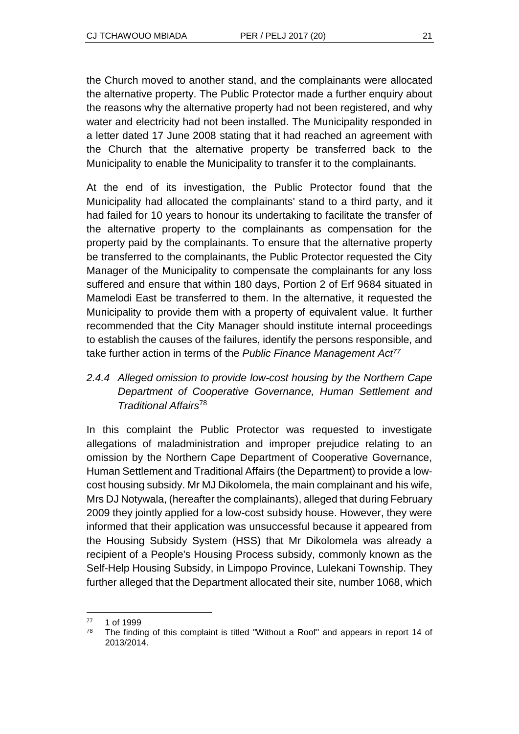the Church moved to another stand, and the complainants were allocated the alternative property. The Public Protector made a further enquiry about the reasons why the alternative property had not been registered, and why water and electricity had not been installed. The Municipality responded in a letter dated 17 June 2008 stating that it had reached an agreement with the Church that the alternative property be transferred back to the Municipality to enable the Municipality to transfer it to the complainants.

At the end of its investigation, the Public Protector found that the Municipality had allocated the complainants' stand to a third party, and it had failed for 10 years to honour its undertaking to facilitate the transfer of the alternative property to the complainants as compensation for the property paid by the complainants. To ensure that the alternative property be transferred to the complainants, the Public Protector requested the City Manager of the Municipality to compensate the complainants for any loss suffered and ensure that within 180 days, Portion 2 of Erf 9684 situated in Mamelodi East be transferred to them. In the alternative, it requested the Municipality to provide them with a property of equivalent value. It further recommended that the City Manager should institute internal proceedings to establish the causes of the failures, identify the persons responsible, and take further action in terms of the *Public Finance Management Act*[77]

#### *2.4.4 Alleged omission to provide low-cost housing by the Northern Cape Department of Cooperative Governance, Human Settlement and Traditional Affairs*[78]

In this complaint the Public Protector was requested to investigate allegations of maladministration and improper prejudice relating to an omission by the Northern Cape Department of Cooperative Governance, Human Settlement and Traditional Affairs (the Department) to provide a low-cost housing subsidy. Mr MJ Dikolomela, the main complainant and his wife, Mrs DJ Notywala, (hereafter the complainants), alleged that during February 2009 they jointly applied for a low-cost subsidy house. However, they were informed that their application was unsuccessful because it appeared from the Housing Subsidy System (HSS) that Mr Dikolomela was already a recipient of a People's Housing Process subsidy, commonly known as the Self-Help Housing Subsidy, in Limpopo Province, Lulekani Township. They further alleged that the Department allocated their site, number 1068, which

---

[77] 1 of 1999

[78] The finding of this complaint is titled "Without a Roof" and appears in report 14 of 2013/2014.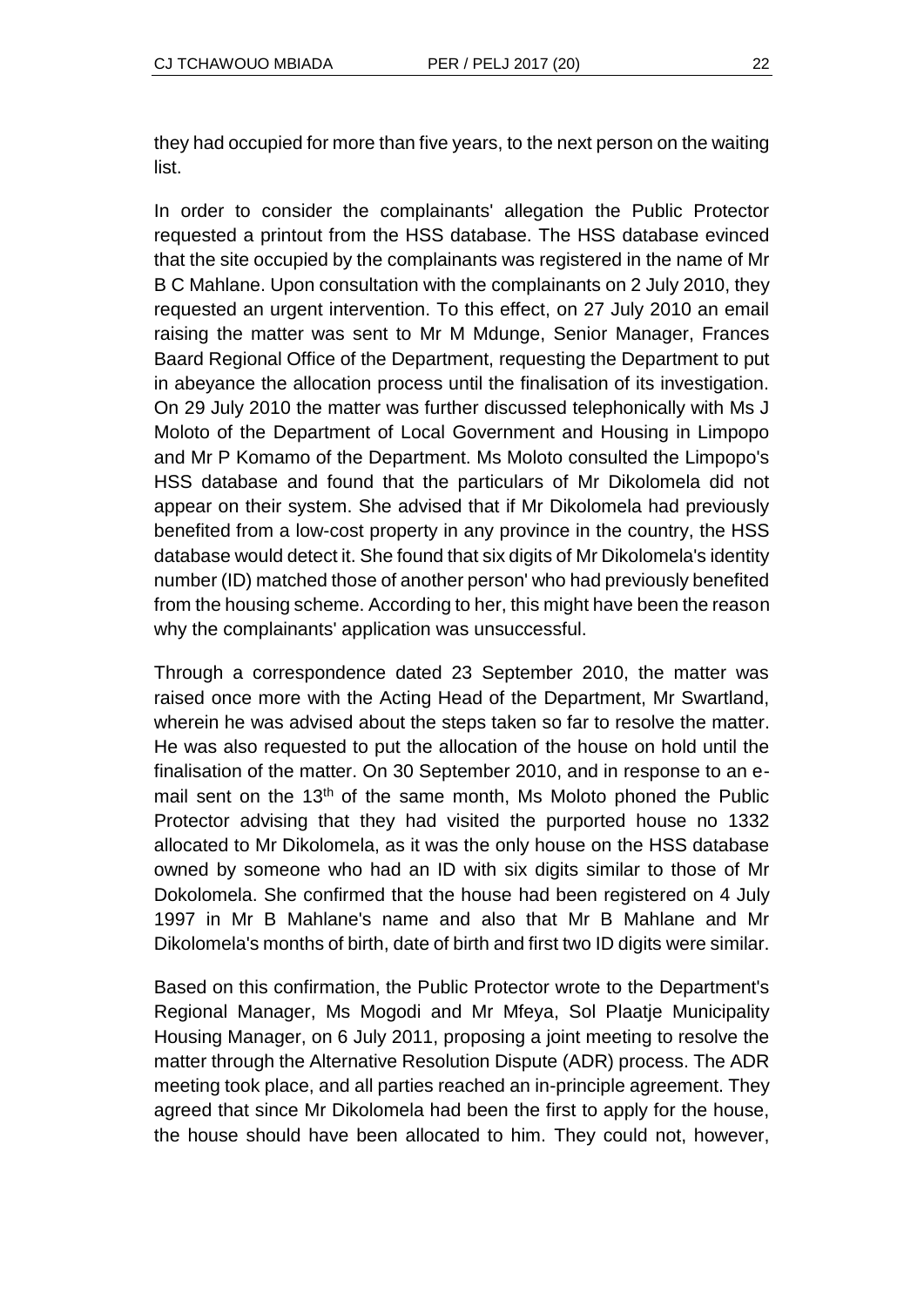they had occupied for more than five years, to the next person on the waiting list.

In order to consider the complainants' allegation the Public Protector requested a printout from the HSS database. The HSS database evinced that the site occupied by the complainants was registered in the name of Mr B C Mahlane. Upon consultation with the complainants on 2 July 2010, they requested an urgent intervention. To this effect, on 27 July 2010 an email raising the matter was sent to Mr M Mdunge, Senior Manager, Frances Baard Regional Office of the Department, requesting the Department to put in abeyance the allocation process until the finalisation of its investigation. On 29 July 2010 the matter was further discussed telephonically with Ms J Moloto of the Department of Local Government and Housing in Limpopo and Mr P Komamo of the Department. Ms Moloto consulted the Limpopo's HSS database and found that the particulars of Mr Dikolomela did not appear on their system. She advised that if Mr Dikolomela had previously benefited from a low-cost property in any province in the country, the HSS database would detect it. She found that six digits of Mr Dikolomela's identity number (ID) matched those of another person' who had previously benefited from the housing scheme. According to her, this might have been the reason why the complainants' application was unsuccessful.

Through a correspondence dated 23 September 2010, the matter was raised once more with the Acting Head of the Department, Mr Swartland, wherein he was advised about the steps taken so far to resolve the matter. He was also requested to put the allocation of the house on hold until the finalisation of the matter. On 30 September 2010, and in response to an e-mail sent on the 13th of the same month, Ms Moloto phoned the Public Protector advising that they had visited the purported house no 1332 allocated to Mr Dikolomela, as it was the only house on the HSS database owned by someone who had an ID with six digits similar to those of Mr Dokolomela. She confirmed that the house had been registered on 4 July 1997 in Mr B Mahlane's name and also that Mr B Mahlane and Mr Dikolomela's months of birth, date of birth and first two ID digits were similar.

Based on this confirmation, the Public Protector wrote to the Department's Regional Manager, Ms Mogodi and Mr Mfeya, Sol Plaatje Municipality Housing Manager, on 6 July 2011, proposing a joint meeting to resolve the matter through the Alternative Resolution Dispute (ADR) process. The ADR meeting took place, and all parties reached an in-principle agreement. They agreed that since Mr Dikolomela had been the first to apply for the house, the house should have been allocated to him. They could not, however,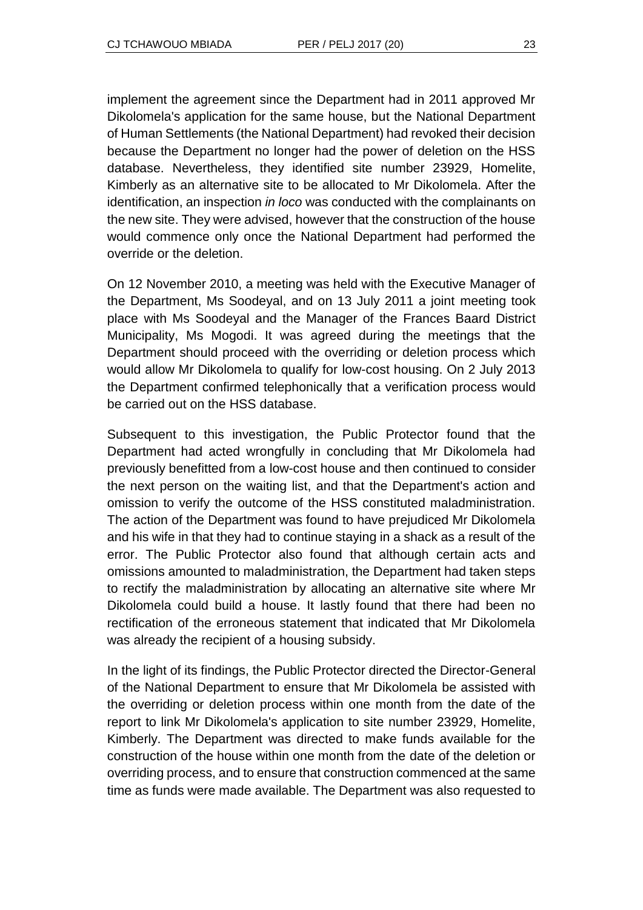implement the agreement since the Department had in 2011 approved Mr Dikolomela's application for the same house, but the National Department of Human Settlements (the National Department) had revoked their decision because the Department no longer had the power of deletion on the HSS database. Nevertheless, they identified site number 23929, Homelite, Kimberly as an alternative site to be allocated to Mr Dikolomela. After the identification, an inspection *in loco* was conducted with the complainants on the new site. They were advised, however that the construction of the house would commence only once the National Department had performed the override or the deletion.

On 12 November 2010, a meeting was held with the Executive Manager of the Department, Ms Soodeyal, and on 13 July 2011 a joint meeting took place with Ms Soodeyal and the Manager of the Frances Baard District Municipality, Ms Mogodi. It was agreed during the meetings that the Department should proceed with the overriding or deletion process which would allow Mr Dikolomela to qualify for low-cost housing. On 2 July 2013 the Department confirmed telephonically that a verification process would be carried out on the HSS database.

Subsequent to this investigation, the Public Protector found that the Department had acted wrongfully in concluding that Mr Dikolomela had previously benefitted from a low-cost house and then continued to consider the next person on the waiting list, and that the Department's action and omission to verify the outcome of the HSS constituted maladministration. The action of the Department was found to have prejudiced Mr Dikolomela and his wife in that they had to continue staying in a shack as a result of the error. The Public Protector also found that although certain acts and omissions amounted to maladministration, the Department had taken steps to rectify the maladministration by allocating an alternative site where Mr Dikolomela could build a house. It lastly found that there had been no rectification of the erroneous statement that indicated that Mr Dikolomela was already the recipient of a housing subsidy.

In the light of its findings, the Public Protector directed the Director-General of the National Department to ensure that Mr Dikolomela be assisted with the overriding or deletion process within one month from the date of the report to link Mr Dikolomela's application to site number 23929, Homelite, Kimberly. The Department was directed to make funds available for the construction of the house within one month from the date of the deletion or overriding process, and to ensure that construction commenced at the same time as funds were made available. The Department was also requested to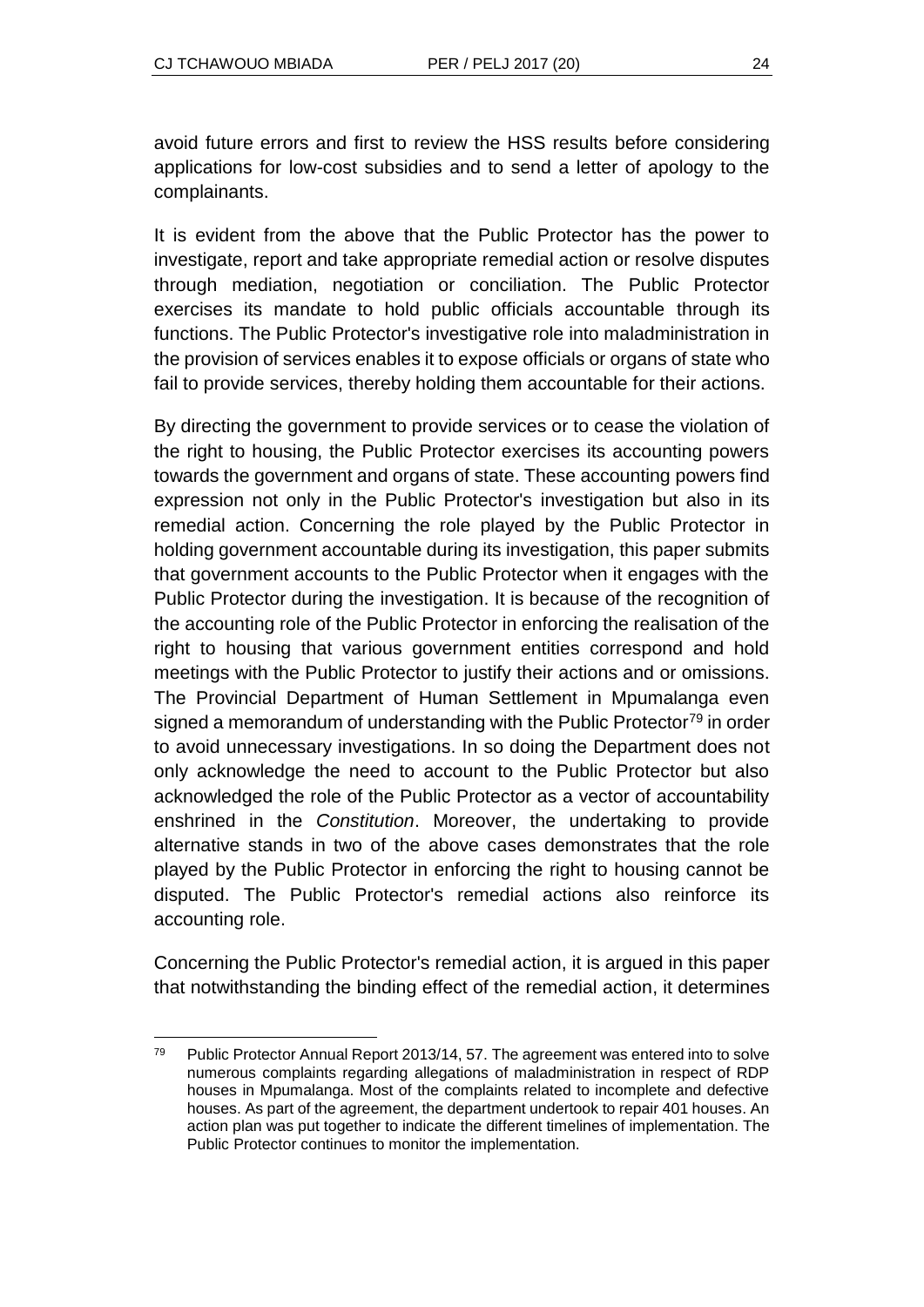avoid future errors and first to review the HSS results before considering applications for low-cost subsidies and to send a letter of apology to the complainants.

It is evident from the above that the Public Protector has the power to investigate, report and take appropriate remedial action or resolve disputes through mediation, negotiation or conciliation. The Public Protector exercises its mandate to hold public officials accountable through its functions. The Public Protector's investigative role into maladministration in the provision of services enables it to expose officials or organs of state who fail to provide services, thereby holding them accountable for their actions.

By directing the government to provide services or to cease the violation of the right to housing, the Public Protector exercises its accounting powers towards the government and organs of state. These accounting powers find expression not only in the Public Protector's investigation but also in its remedial action. Concerning the role played by the Public Protector in holding government accountable during its investigation, this paper submits that government accounts to the Public Protector when it engages with the Public Protector during the investigation. It is because of the recognition of the accounting role of the Public Protector in enforcing the realisation of the right to housing that various government entities correspond and hold meetings with the Public Protector to justify their actions and or omissions. The Provincial Department of Human Settlement in Mpumalanga even signed a memorandum of understanding with the Public Protector[79] in order to avoid unnecessary investigations. In so doing the Department does not only acknowledge the need to account to the Public Protector but also acknowledged the role of the Public Protector as a vector of accountability enshrined in the *Constitution*. Moreover, the undertaking to provide alternative stands in two of the above cases demonstrates that the role played by the Public Protector in enforcing the right to housing cannot be disputed. The Public Protector's remedial actions also reinforce its accounting role.

Concerning the Public Protector's remedial action, it is argued in this paper that notwithstanding the binding effect of the remedial action, it determines

---

[79] Public Protector Annual Report 2013/14, 57. The agreement was entered into to solve numerous complaints regarding allegations of maladministration in respect of RDP houses in Mpumalanga. Most of the complaints related to incomplete and defective houses. As part of the agreement, the department undertook to repair 401 houses. An action plan was put together to indicate the different timelines of implementation. The Public Protector continues to monitor the implementation.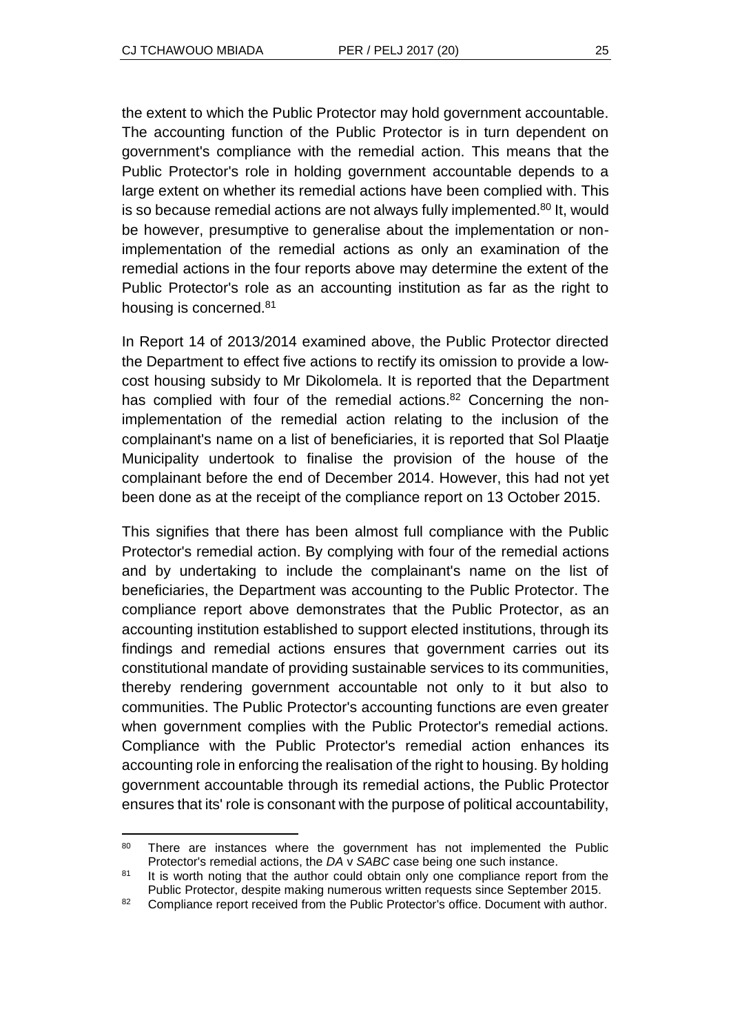the extent to which the Public Protector may hold government accountable. The accounting function of the Public Protector is in turn dependent on government's compliance with the remedial action. This means that the Public Protector's role in holding government accountable depends to a large extent on whether its remedial actions have been complied with. This is so because remedial actions are not always fully implemented.[80] It, would be however, presumptive to generalise about the implementation or non-implementation of the remedial actions as only an examination of the remedial actions in the four reports above may determine the extent of the Public Protector's role as an accounting institution as far as the right to housing is concerned.[81]

In Report 14 of 2013/2014 examined above, the Public Protector directed the Department to effect five actions to rectify its omission to provide a low-cost housing subsidy to Mr Dikolomela. It is reported that the Department has complied with four of the remedial actions.[82] Concerning the non-implementation of the remedial action relating to the inclusion of the complainant's name on a list of beneficiaries, it is reported that Sol Plaatje Municipality undertook to finalise the provision of the house of the complainant before the end of December 2014. However, this had not yet been done as at the receipt of the compliance report on 13 October 2015.

This signifies that there has been almost full compliance with the Public Protector's remedial action. By complying with four of the remedial actions and by undertaking to include the complainant's name on the list of beneficiaries, the Department was accounting to the Public Protector. The compliance report above demonstrates that the Public Protector, as an accounting institution established to support elected institutions, through its findings and remedial actions ensures that government carries out its constitutional mandate of providing sustainable services to its communities, thereby rendering government accountable not only to it but also to communities. The Public Protector's accounting functions are even greater when government complies with the Public Protector's remedial actions. Compliance with the Public Protector's remedial action enhances its accounting role in enforcing the realisation of the right to housing. By holding government accountable through its remedial actions, the Public Protector ensures that its' role is consonant with the purpose of political accountability,

---

[80] There are instances where the government has not implemented the Public Protector's remedial actions, the *DA* v *SABC* case being one such instance.

[81] It is worth noting that the author could obtain only one compliance report from the Public Protector, despite making numerous written requests since September 2015.

[82] Compliance report received from the Public Protector's office. Document with author.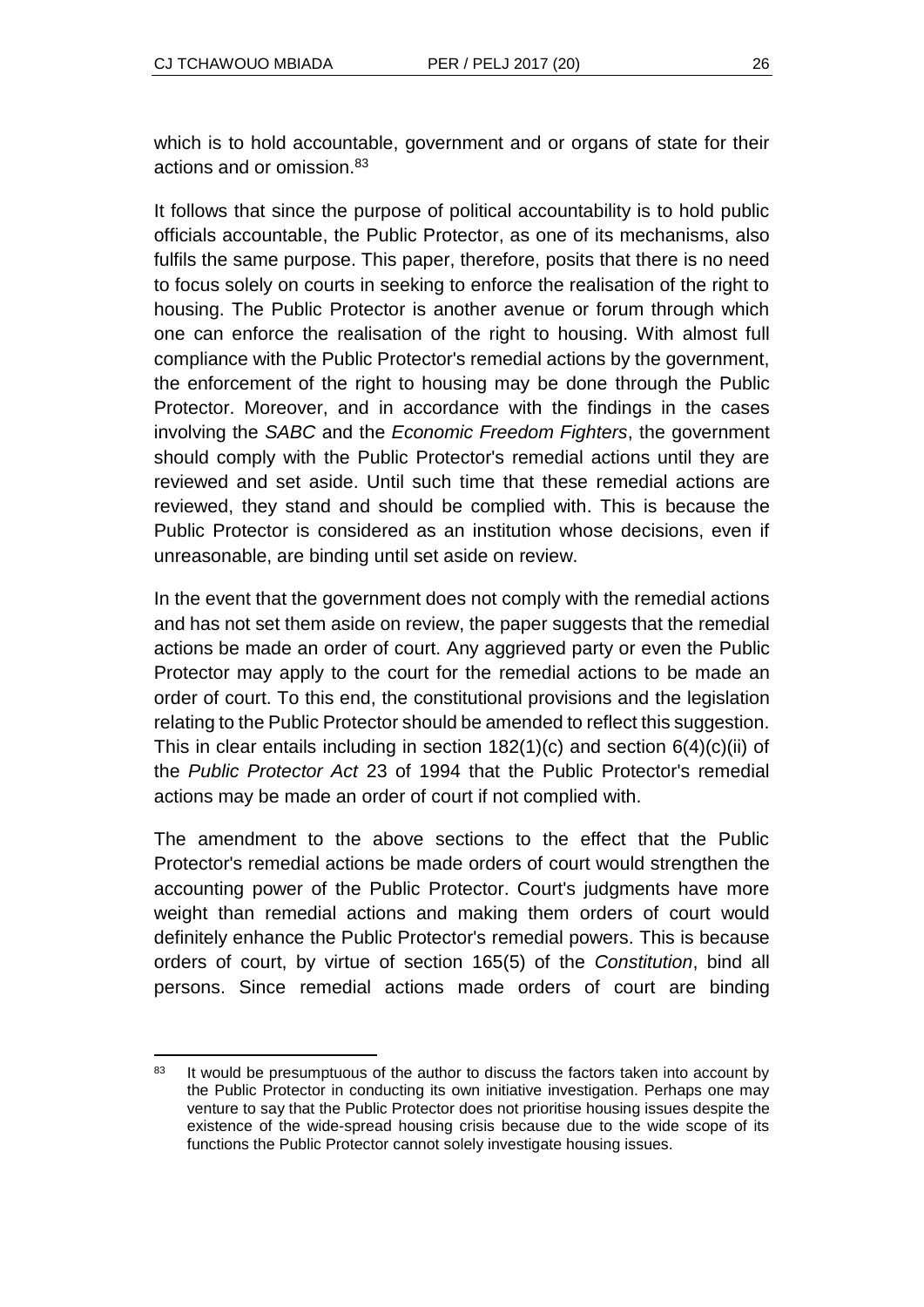which is to hold accountable, government and or organs of state for their actions and or omission.[83]

It follows that since the purpose of political accountability is to hold public officials accountable, the Public Protector, as one of its mechanisms, also fulfils the same purpose. This paper, therefore, posits that there is no need to focus solely on courts in seeking to enforce the realisation of the right to housing. The Public Protector is another avenue or forum through which one can enforce the realisation of the right to housing. With almost full compliance with the Public Protector's remedial actions by the government, the enforcement of the right to housing may be done through the Public Protector. Moreover, and in accordance with the findings in the cases involving the *SABC* and the *Economic Freedom Fighters*, the government should comply with the Public Protector's remedial actions until they are reviewed and set aside. Until such time that these remedial actions are reviewed, they stand and should be complied with. This is because the Public Protector is considered as an institution whose decisions, even if unreasonable, are binding until set aside on review.

In the event that the government does not comply with the remedial actions and has not set them aside on review, the paper suggests that the remedial actions be made an order of court. Any aggrieved party or even the Public Protector may apply to the court for the remedial actions to be made an order of court. To this end, the constitutional provisions and the legislation relating to the Public Protector should be amended to reflect this suggestion. This in clear entails including in section 182(1)(c) and section 6(4)(c)(ii) of the *Public Protector Act* 23 of 1994 that the Public Protector's remedial actions may be made an order of court if not complied with.

The amendment to the above sections to the effect that the Public Protector's remedial actions be made orders of court would strengthen the accounting power of the Public Protector. Court's judgments have more weight than remedial actions and making them orders of court would definitely enhance the Public Protector's remedial powers. This is because orders of court, by virtue of section 165(5) of the *Constitution*, bind all persons. Since remedial actions made orders of court are binding

---

[83] It would be presumptuous of the author to discuss the factors taken into account by the Public Protector in conducting its own initiative investigation. Perhaps one may venture to say that the Public Protector does not prioritise housing issues despite the existence of the wide-spread housing crisis because due to the wide scope of its functions the Public Protector cannot solely investigate housing issues.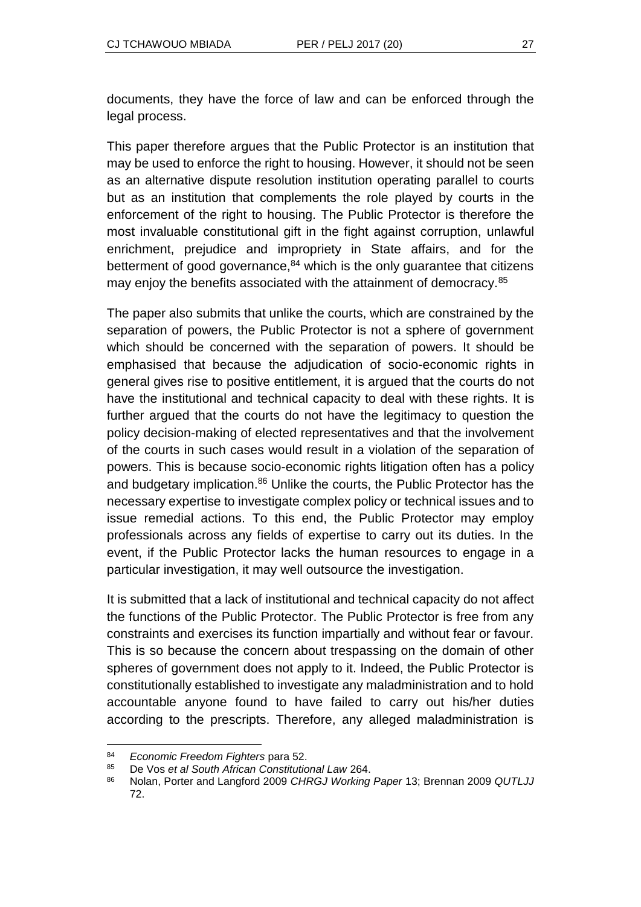documents, they have the force of law and can be enforced through the legal process.

This paper therefore argues that the Public Protector is an institution that may be used to enforce the right to housing. However, it should not be seen as an alternative dispute resolution institution operating parallel to courts but as an institution that complements the role played by courts in the enforcement of the right to housing. The Public Protector is therefore the most invaluable constitutional gift in the fight against corruption, unlawful enrichment, prejudice and impropriety in State affairs, and for the betterment of good governance,[84] which is the only guarantee that citizens may enjoy the benefits associated with the attainment of democracy.[85]

The paper also submits that unlike the courts, which are constrained by the separation of powers, the Public Protector is not a sphere of government which should be concerned with the separation of powers. It should be emphasised that because the adjudication of socio-economic rights in general gives rise to positive entitlement, it is argued that the courts do not have the institutional and technical capacity to deal with these rights. It is further argued that the courts do not have the legitimacy to question the policy decision-making of elected representatives and that the involvement of the courts in such cases would result in a violation of the separation of powers. This is because socio-economic rights litigation often has a policy and budgetary implication.[86] Unlike the courts, the Public Protector has the necessary expertise to investigate complex policy or technical issues and to issue remedial actions. To this end, the Public Protector may employ professionals across any fields of expertise to carry out its duties. In the event, if the Public Protector lacks the human resources to engage in a particular investigation, it may well outsource the investigation.

It is submitted that a lack of institutional and technical capacity do not affect the functions of the Public Protector. The Public Protector is free from any constraints and exercises its function impartially and without fear or favour. This is so because the concern about trespassing on the domain of other spheres of government does not apply to it. Indeed, the Public Protector is constitutionally established to investigate any maladministration and to hold accountable anyone found to have failed to carry out his/her duties according to the prescripts. Therefore, any alleged maladministration is

---

[84] *Economic Freedom Fighters* para 52.

[85] De Vos *et al South African Constitutional Law* 264.

[86] Nolan, Porter and Langford 2009 *CHRGJ Working Paper* 13; Brennan 2009 *QUTLJJ* 72.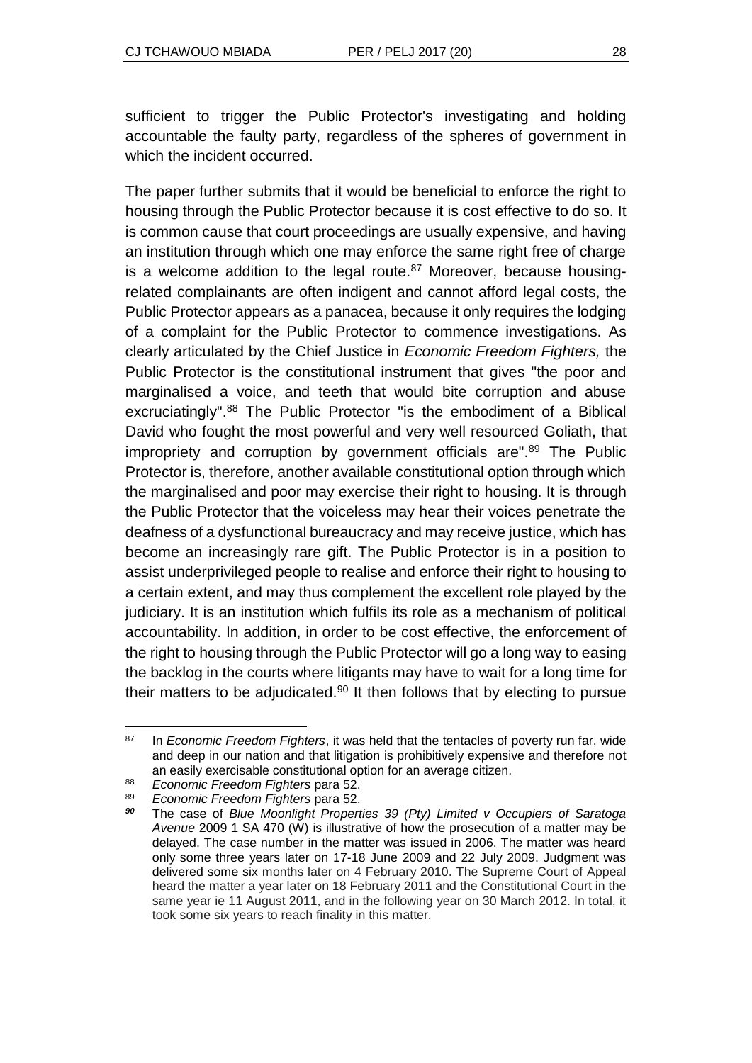sufficient to trigger the Public Protector's investigating and holding accountable the faulty party, regardless of the spheres of government in which the incident occurred.

The paper further submits that it would be beneficial to enforce the right to housing through the Public Protector because it is cost effective to do so. It is common cause that court proceedings are usually expensive, and having an institution through which one may enforce the same right free of charge is a welcome addition to the legal route.[87] Moreover, because housing-related complainants are often indigent and cannot afford legal costs, the Public Protector appears as a panacea, because it only requires the lodging of a complaint for the Public Protector to commence investigations. As clearly articulated by the Chief Justice in *Economic Freedom Fighters,* the Public Protector is the constitutional instrument that gives "the poor and marginalised a voice, and teeth that would bite corruption and abuse excruciatingly".[88] The Public Protector "is the embodiment of a Biblical David who fought the most powerful and very well resourced Goliath, that impropriety and corruption by government officials are".[89] The Public Protector is, therefore, another available constitutional option through which the marginalised and poor may exercise their right to housing. It is through the Public Protector that the voiceless may hear their voices penetrate the deafness of a dysfunctional bureaucracy and may receive justice, which has become an increasingly rare gift. The Public Protector is in a position to assist underprivileged people to realise and enforce their right to housing to a certain extent, and may thus complement the excellent role played by the judiciary. It is an institution which fulfils its role as a mechanism of political accountability. In addition, in order to be cost effective, the enforcement of the right to housing through the Public Protector will go a long way to easing the backlog in the courts where litigants may have to wait for a long time for their matters to be adjudicated.[90] It then follows that by electing to pursue

---

[87] In *Economic Freedom Fighters*, it was held that the tentacles of poverty run far, wide and deep in our nation and that litigation is prohibitively expensive and therefore not an easily exercisable constitutional option for an average citizen.

[88] *Economic Freedom Fighters* para 52.

[89] *Economic Freedom Fighters* para 52.

[90] The case of *Blue Moonlight Properties 39 (Pty) Limited v Occupiers of Saratoga Avenue* 2009 1 SA 470 (W) is illustrative of how the prosecution of a matter may be delayed. The case number in the matter was issued in 2006. The matter was heard only some three years later on 17-18 June 2009 and 22 July 2009. Judgment was delivered some six months later on 4 February 2010. The Supreme Court of Appeal heard the matter a year later on 18 February 2011 and the Constitutional Court in the same year ie 11 August 2011, and in the following year on 30 March 2012. In total, it took some six years to reach finality in this matter.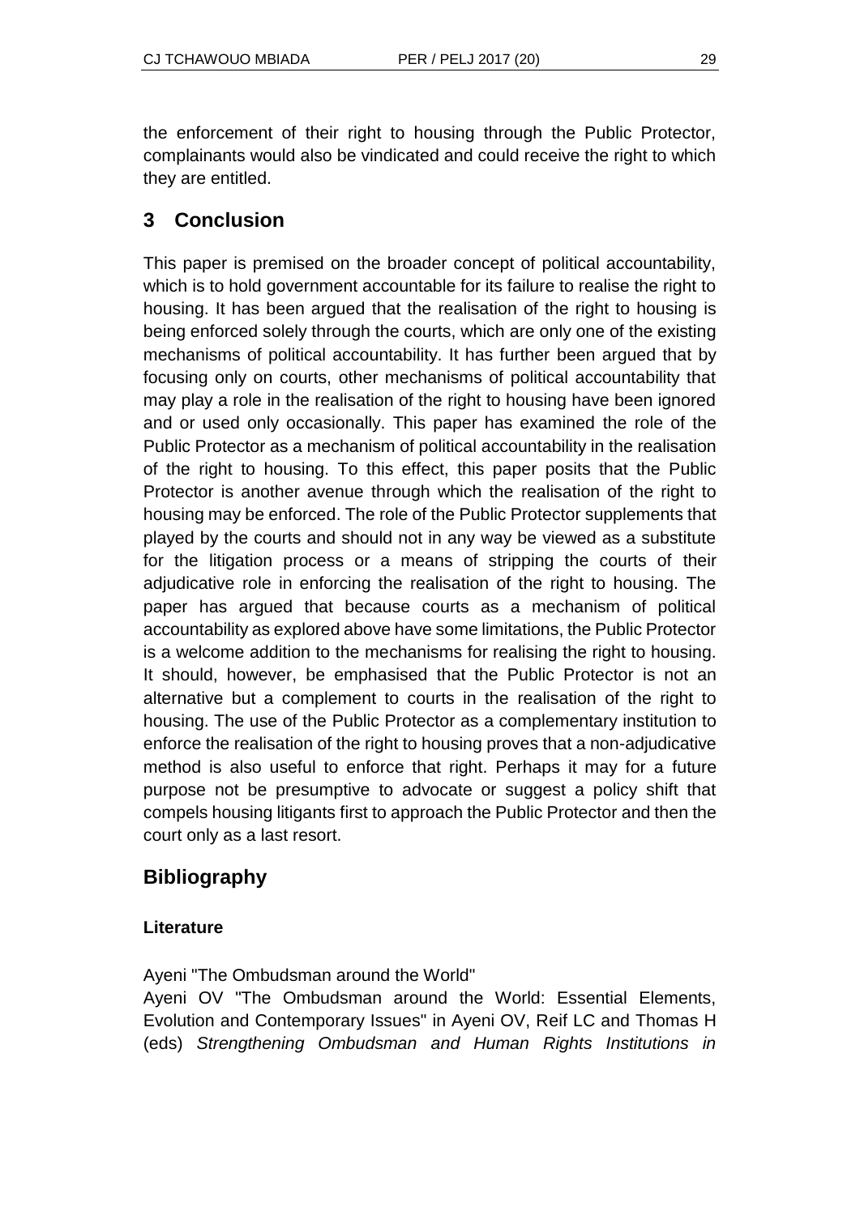the enforcement of their right to housing through the Public Protector, complainants would also be vindicated and could receive the right to which they are entitled.

## 3 Conclusion

This paper is premised on the broader concept of political accountability, which is to hold government accountable for its failure to realise the right to housing. It has been argued that the realisation of the right to housing is being enforced solely through the courts, which are only one of the existing mechanisms of political accountability. It has further been argued that by focusing only on courts, other mechanisms of political accountability that may play a role in the realisation of the right to housing have been ignored and or used only occasionally. This paper has examined the role of the Public Protector as a mechanism of political accountability in the realisation of the right to housing. To this effect, this paper posits that the Public Protector is another avenue through which the realisation of the right to housing may be enforced. The role of the Public Protector supplements that played by the courts and should not in any way be viewed as a substitute for the litigation process or a means of stripping the courts of their adjudicative role in enforcing the realisation of the right to housing. The paper has argued that because courts as a mechanism of political accountability as explored above have some limitations, the Public Protector is a welcome addition to the mechanisms for realising the right to housing. It should, however, be emphasised that the Public Protector is not an alternative but a complement to courts in the realisation of the right to housing. The use of the Public Protector as a complementary institution to enforce the realisation of the right to housing proves that a non-adjudicative method is also useful to enforce that right. Perhaps it may for a future purpose not be presumptive to advocate or suggest a policy shift that compels housing litigants first to approach the Public Protector and then the court only as a last resort.

## Bibliography

### Literature

Ayeni "The Ombudsman around the World"

Ayeni OV "The Ombudsman around the World: Essential Elements, Evolution and Contemporary Issues" in Ayeni OV, Reif LC and Thomas H (eds) *Strengthening Ombudsman and Human Rights Institutions in*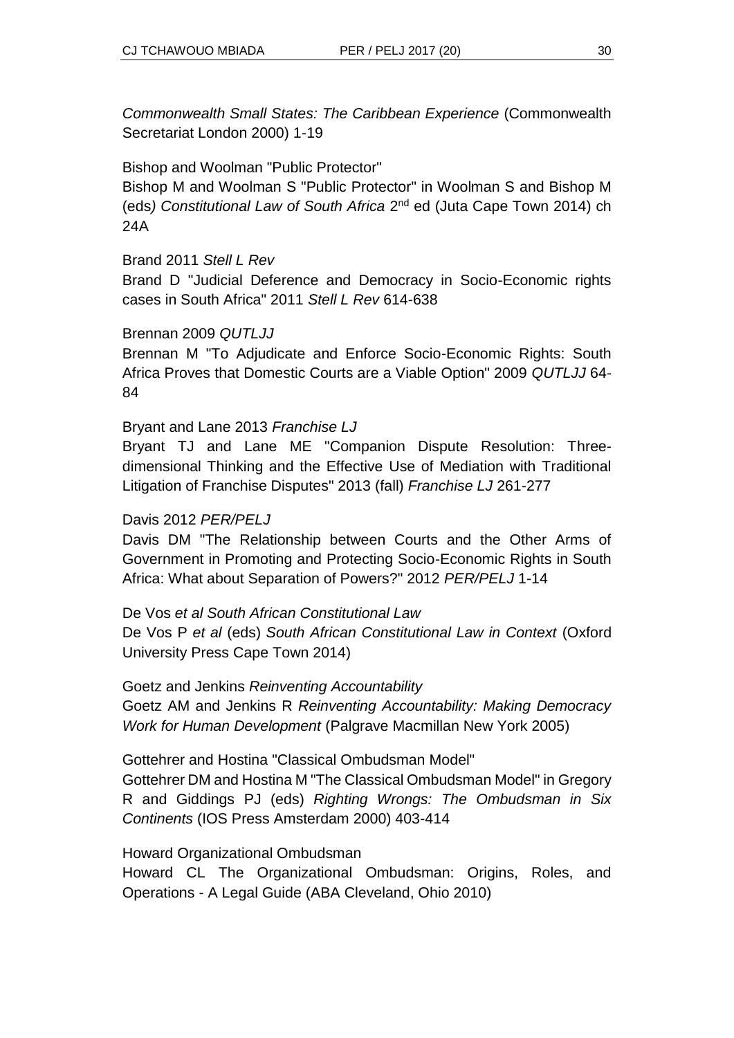*Commonwealth Small States: The Caribbean Experience* (Commonwealth Secretariat London 2000) 1-19

Bishop and Woolman "Public Protector"
Bishop M and Woolman S "Public Protector" in Woolman S and Bishop M (eds*) Constitutional Law of South Africa* 2nd ed (Juta Cape Town 2014) ch 24A

Brand 2011 *Stell L Rev*
Brand D "Judicial Deference and Democracy in Socio-Economic rights cases in South Africa" 2011 *Stell L Rev* 614-638

Brennan 2009 *QUTLJJ*
Brennan M "To Adjudicate and Enforce Socio-Economic Rights: South Africa Proves that Domestic Courts are a Viable Option" 2009 *QUTLJJ* 64-84

Bryant and Lane 2013 *Franchise LJ*
Bryant TJ and Lane ME "Companion Dispute Resolution: Three-dimensional Thinking and the Effective Use of Mediation with Traditional Litigation of Franchise Disputes" 2013 (fall) *Franchise LJ* 261-277

Davis 2012 *PER/PELJ*
Davis DM "The Relationship between Courts and the Other Arms of Government in Promoting and Protecting Socio-Economic Rights in South Africa: What about Separation of Powers?" 2012 *PER/PELJ* 1-14

De Vos *et al South African Constitutional Law*
De Vos P *et al* (eds) *South African Constitutional Law in Context* (Oxford University Press Cape Town 2014)

Goetz and Jenkins *Reinventing Accountability*
Goetz AM and Jenkins R *Reinventing Accountability: Making Democracy Work for Human Development* (Palgrave Macmillan New York 2005)

Gottehrer and Hostina "Classical Ombudsman Model"
Gottehrer DM and Hostina M "The Classical Ombudsman Model" in Gregory R and Giddings PJ (eds) *Righting Wrongs: The Ombudsman in Six Continents* (IOS Press Amsterdam 2000) 403-414

Howard Organizational Ombudsman
Howard CL The Organizational Ombudsman: Origins, Roles, and Operations - A Legal Guide (ABA Cleveland, Ohio 2010)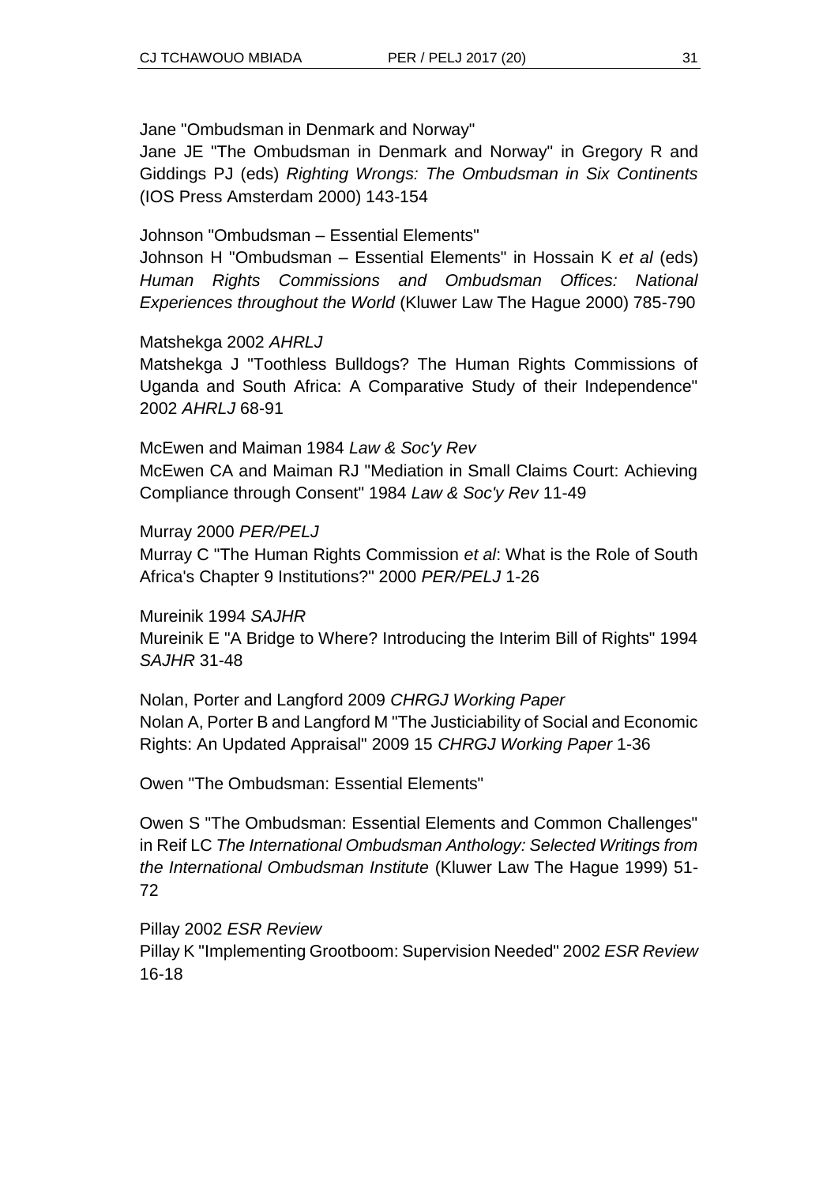Jane "Ombudsman in Denmark and Norway"

Jane JE "The Ombudsman in Denmark and Norway" in Gregory R and Giddings PJ (eds) *Righting Wrongs: The Ombudsman in Six Continents* (IOS Press Amsterdam 2000) 143-154

Johnson "Ombudsman – Essential Elements"

Johnson H "Ombudsman – Essential Elements" in Hossain K *et al* (eds) *Human Rights Commissions and Ombudsman Offices: National Experiences throughout the World* (Kluwer Law The Hague 2000) 785-790

Matshekga 2002 *AHRLJ*

Matshekga J "Toothless Bulldogs? The Human Rights Commissions of Uganda and South Africa: A Comparative Study of their Independence" 2002 *AHRLJ* 68-91

McEwen and Maiman 1984 *Law & Soc'y Rev*

McEwen CA and Maiman RJ "Mediation in Small Claims Court: Achieving Compliance through Consent" 1984 *Law & Soc'y Rev* 11-49

Murray 2000 *PER/PELJ*

Murray C "The Human Rights Commission *et al*: What is the Role of South Africa's Chapter 9 Institutions?" 2000 *PER/PELJ* 1-26

Mureinik 1994 *SAJHR*

Mureinik E "A Bridge to Where? Introducing the Interim Bill of Rights" 1994 *SAJHR* 31-48

Nolan, Porter and Langford 2009 *CHRGJ Working Paper*

Nolan A, Porter B and Langford M "The Justiciability of Social and Economic Rights: An Updated Appraisal" 2009 15 *CHRGJ Working Paper* 1-36

Owen "The Ombudsman: Essential Elements"

Owen S "The Ombudsman: Essential Elements and Common Challenges" in Reif LC *The International Ombudsman Anthology: Selected Writings from the International Ombudsman Institute* (Kluwer Law The Hague 1999) 51-72

Pillay 2002 *ESR Review*

Pillay K "Implementing Grootboom: Supervision Needed" 2002 *ESR Review* 16-18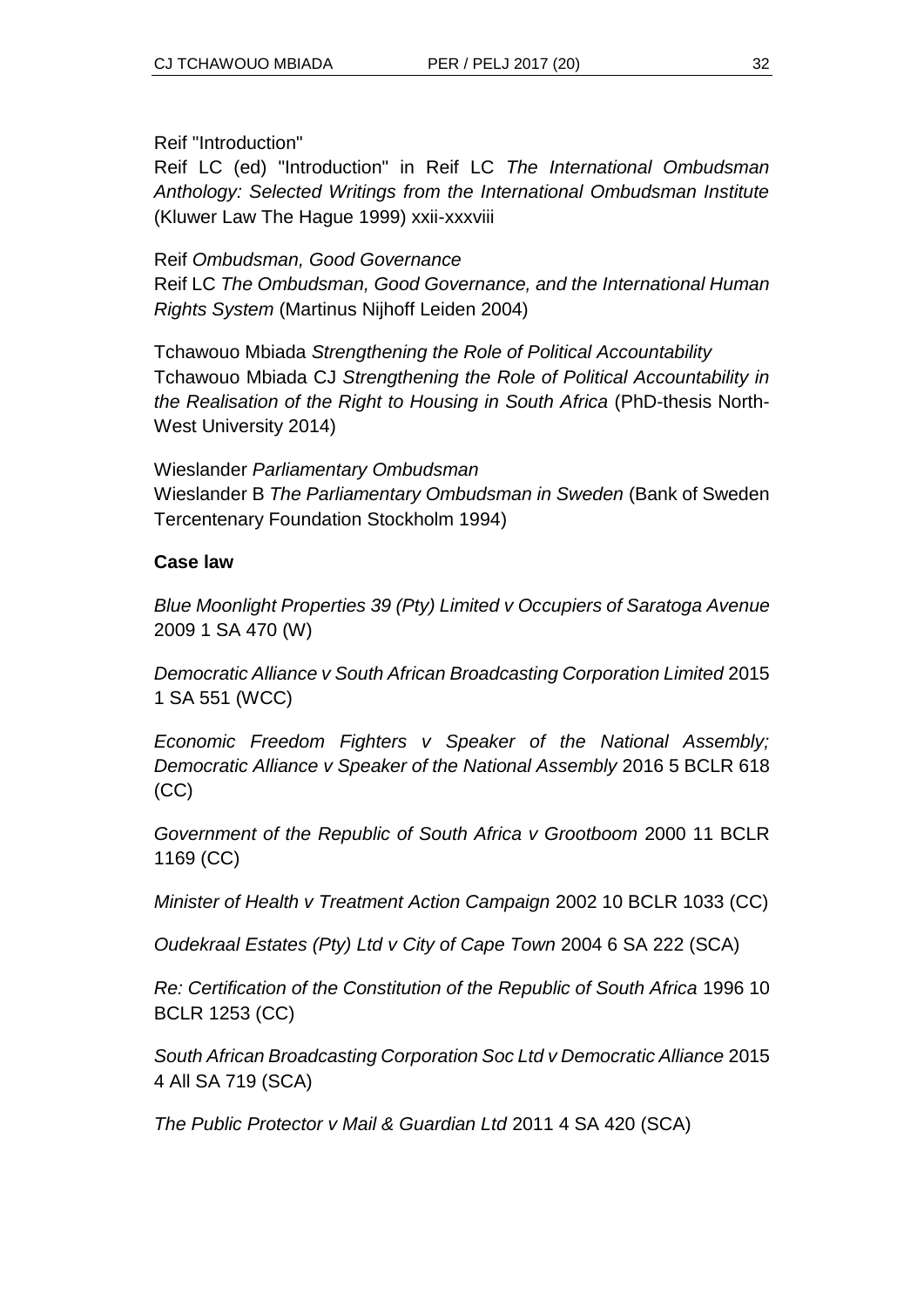Reif "Introduction"
Reif LC (ed) "Introduction" in Reif LC *The International Ombudsman Anthology: Selected Writings from the International Ombudsman Institute* (Kluwer Law The Hague 1999) xxii-xxxviii

Reif *Ombudsman, Good Governance*
Reif LC *The Ombudsman, Good Governance, and the International Human Rights System* (Martinus Nijhoff Leiden 2004)

Tchawouo Mbiada *Strengthening the Role of Political Accountability*
Tchawouo Mbiada CJ *Strengthening the Role of Political Accountability in the Realisation of the Right to Housing in South Africa* (PhD-thesis North-West University 2014)

Wieslander *Parliamentary Ombudsman*
Wieslander B *The Parliamentary Ombudsman in Sweden* (Bank of Sweden Tercentenary Foundation Stockholm 1994)

**Case law**

*Blue Moonlight Properties 39 (Pty) Limited v Occupiers of Saratoga Avenue* 2009 1 SA 470 (W)

*Democratic Alliance v South African Broadcasting Corporation Limited* 2015 1 SA 551 (WCC)

*Economic Freedom Fighters v Speaker of the National Assembly; Democratic Alliance v Speaker of the National Assembly* 2016 5 BCLR 618 (CC)

*Government of the Republic of South Africa v Grootboom* 2000 11 BCLR 1169 (CC)

*Minister of Health v Treatment Action Campaign* 2002 10 BCLR 1033 (CC)

*Oudekraal Estates (Pty) Ltd v City of Cape Town* 2004 6 SA 222 (SCA)

*Re: Certification of the Constitution of the Republic of South Africa* 1996 10 BCLR 1253 (CC)

*South African Broadcasting Corporation Soc Ltd v Democratic Alliance* 2015 4 All SA 719 (SCA)

*The Public Protector v Mail & Guardian Ltd* 2011 4 SA 420 (SCA)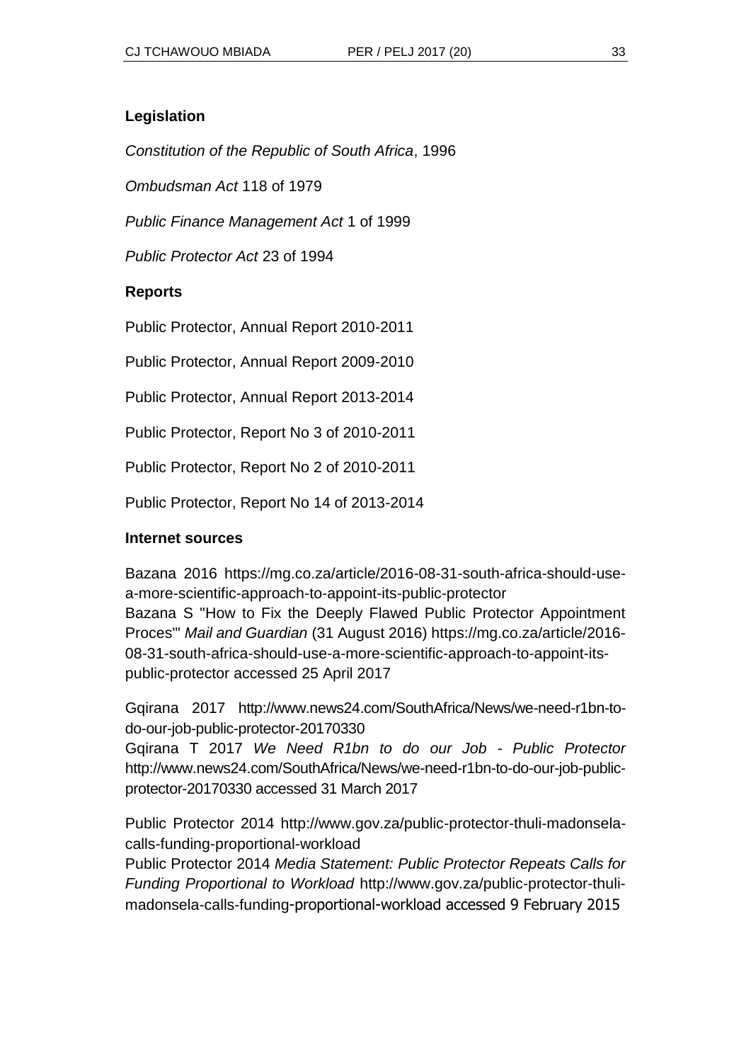## Legislation

*Constitution of the Republic of South Africa*, 1996

*Ombudsman Act* 118 of 1979

*Public Finance Management Act* 1 of 1999

*Public Protector Act* 23 of 1994

## Reports

Public Protector, Annual Report 2010-2011

Public Protector, Annual Report 2009-2010

Public Protector, Annual Report 2013-2014

Public Protector, Report No 3 of 2010-2011

Public Protector, Report No 2 of 2010-2011

Public Protector, Report No 14 of 2013-2014

## Internet sources

Bazana 2016 https://mg.co.za/article/2016-08-31-south-africa-should-use-a-more-scientific-approach-to-appoint-its-public-protector
Bazana S "How to Fix the Deeply Flawed Public Protector Appointment Proces'" *Mail and Guardian* (31 August 2016) https://mg.co.za/article/2016-08-31-south-africa-should-use-a-more-scientific-approach-to-appoint-its-public-protector accessed 25 April 2017

Gqirana 2017 http://www.news24.com/SouthAfrica/News/we-need-r1bn-to-do-our-job-public-protector-20170330
Gqirana T 2017 *We Need R1bn to do our Job - Public Protector* http://www.news24.com/SouthAfrica/News/we-need-r1bn-to-do-our-job-public-protector-20170330 accessed 31 March 2017

Public Protector 2014 http://www.gov.za/public-protector-thuli-madonsela-calls-funding-proportional-workload
Public Protector 2014 *Media Statement: Public Protector Repeats Calls for Funding Proportional to Workload* http://www.gov.za/public-protector-thuli-madonsela-calls-funding-proportional-workload accessed 9 February 2015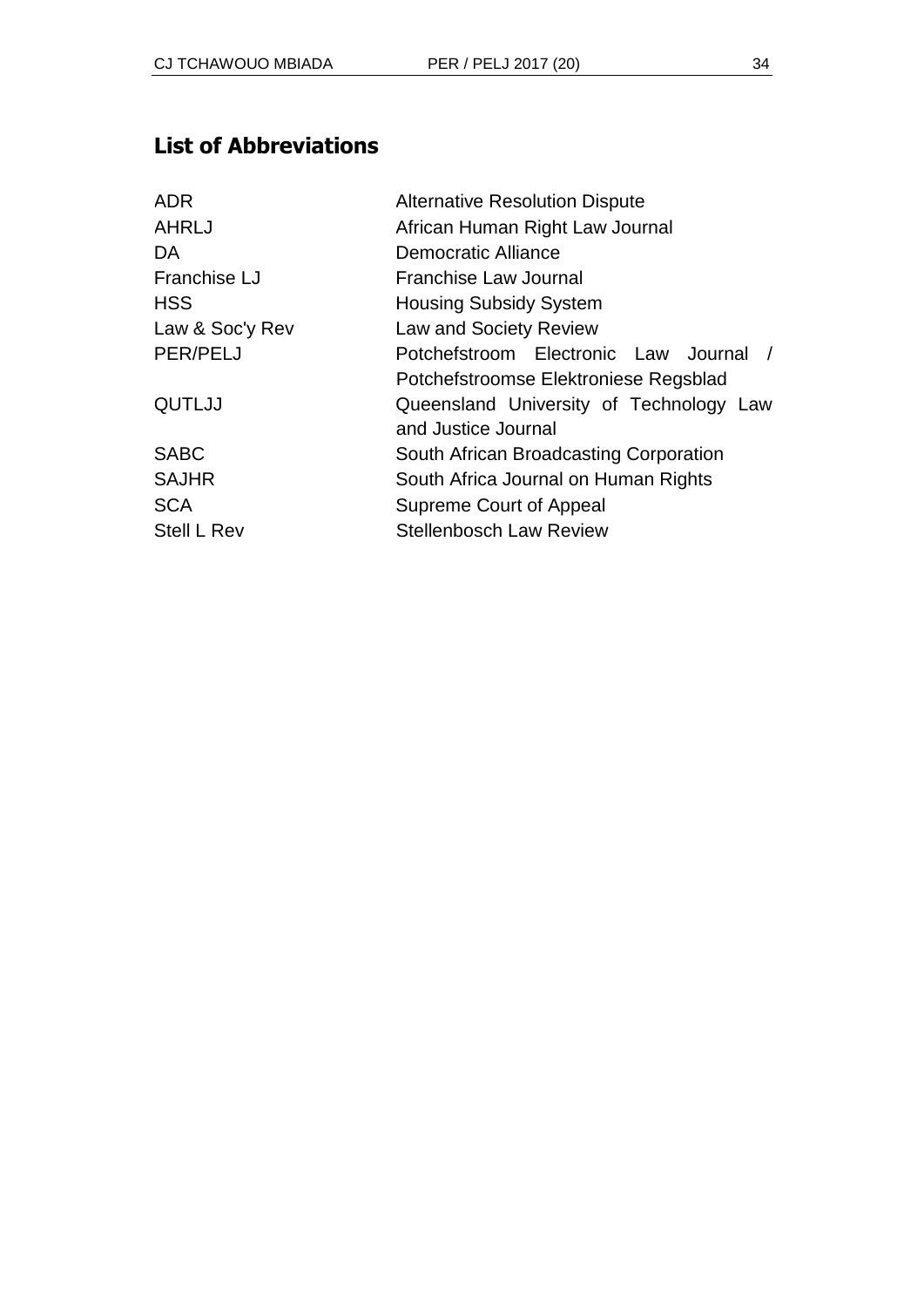## List of Abbreviations

| | |
|---|---|
| ADR | Alternative Resolution Dispute |
| AHRLJ | African Human Right Law Journal |
| DA | Democratic Alliance |
| Franchise LJ | Franchise Law Journal |
| HSS | Housing Subsidy System |
| Law & Soc'y Rev | Law and Society Review |
| PER/PELJ | Potchefstroom Electronic Law Journal / Potchefstroomse Elektroniese Regsblad |
| QUTLJJ | Queensland University of Technology Law and Justice Journal |
| SABC | South African Broadcasting Corporation |
| SAJHR | South Africa Journal on Human Rights |
| SCA | Supreme Court of Appeal |
| Stell L Rev | Stellenbosch Law Review |